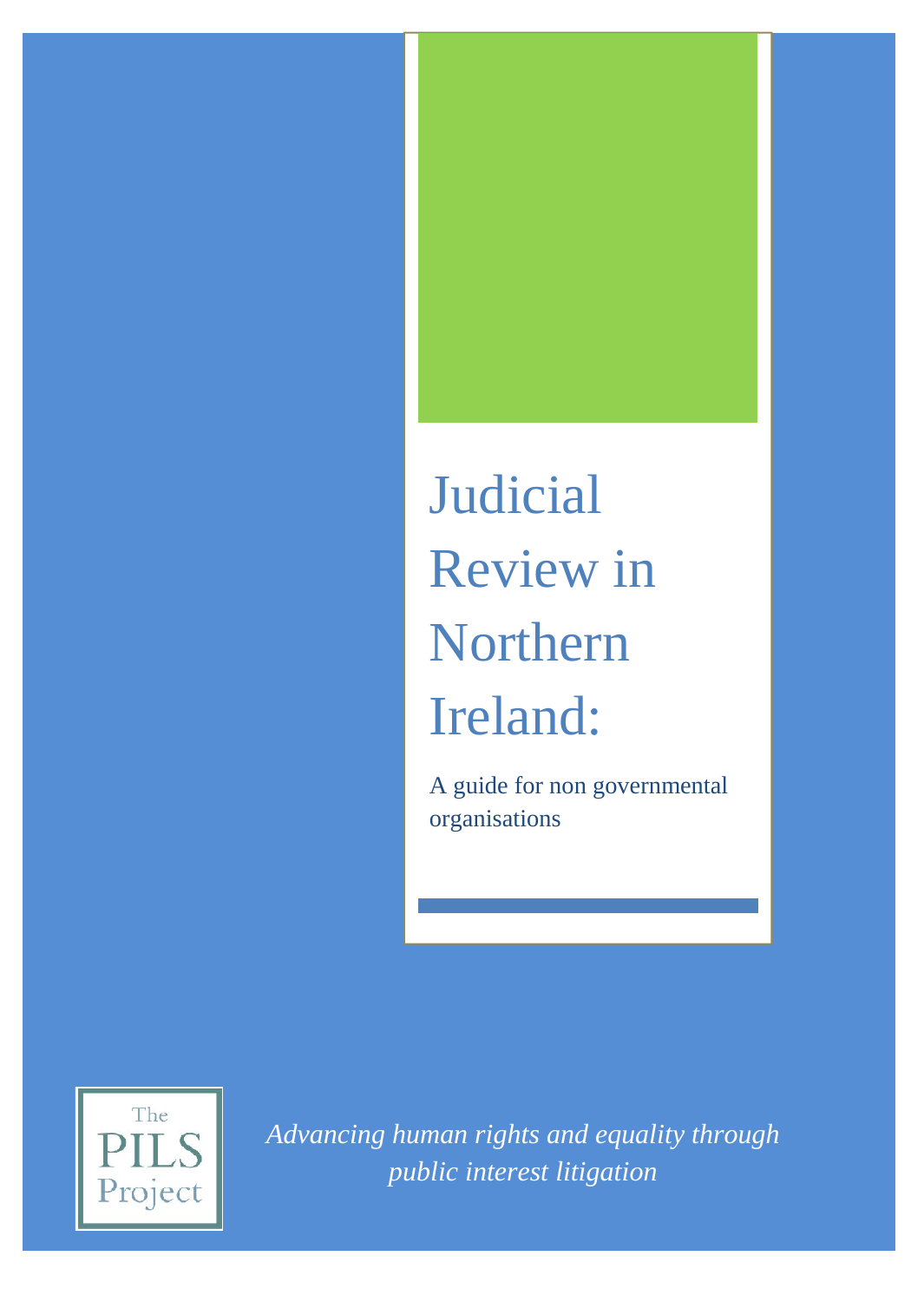# Judicial Review in Northern Ireland:

A guide for non governmental organisations

The PILS Project

*Advancing human rights and equality through public interest litigation*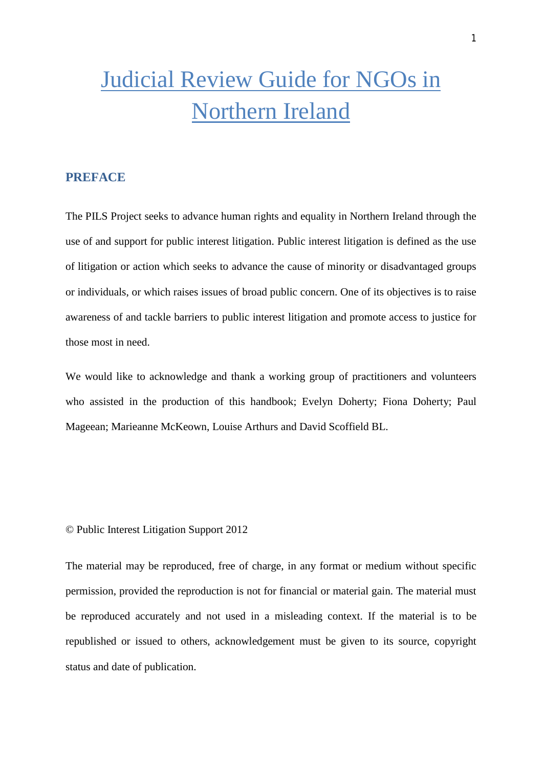# Judicial Review Guide for NGOs in Northern Ireland

## PREFACE

The PILS Project seeks to advance human rights and equality in Northern Ireland through the use of and support for public interest litigation. Public interest litigation is defined as the use of litigation or action which seeks to advance the cause of minority or disadvantaged groups or individuals, or which raises issues of broad public concern. One of its objectives is to raise awareness of and tackle barriers to public interest litigation and promote access to justice for those most in need.

We would like to acknowledge and thank a working group of practitioners and volunteers who assisted in the production of this handbook; Evelyn Doherty; Fiona Doherty; Paul Mageean; Marieanne McKeown, Louise Arthurs and David Scoffield BL.

© Public Interest Litigation Support 2012

The material may be reproduced, free of charge, in any format or medium without specific permission, provided the reproduction is not for financial or material gain. The material must be reproduced accurately and not used in a misleading context. If the material is to be republished or issued to others, acknowledgement must be given to its source, copyright status and date of publication.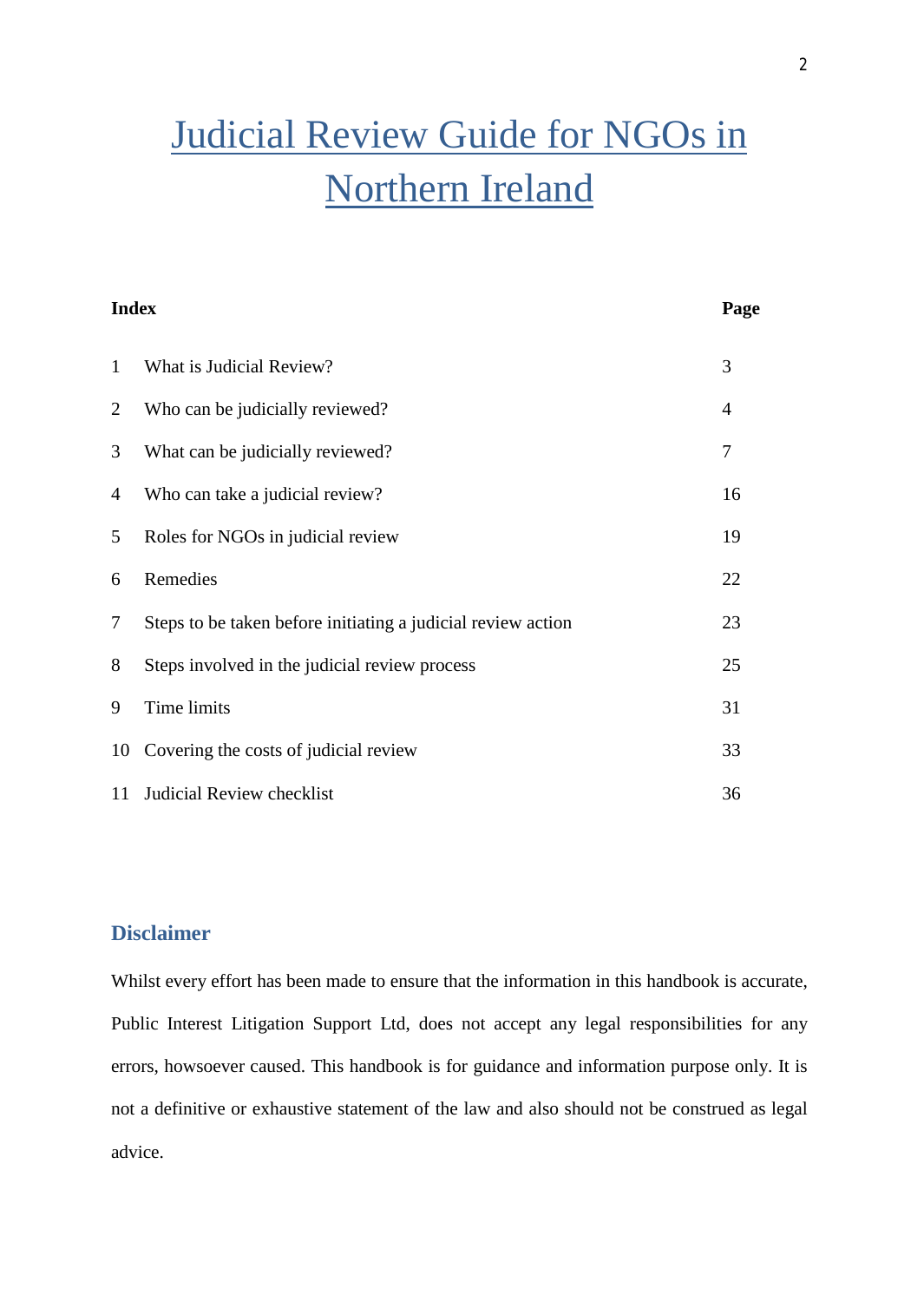# Judicial Review Guide for NGOs in Northern Ireland

| | Index | Page |
|---|---|---|
| 1 | What is Judicial Review? | 3 |
| 2 | Who can be judicially reviewed? | 4 |
| 3 | What can be judicially reviewed? | 7 |
| 4 | Who can take a judicial review? | 16 |
| 5 | Roles for NGOs in judicial review | 19 |
| 6 | Remedies | 22 |
| 7 | Steps to be taken before initiating a judicial review action | 23 |
| 8 | Steps involved in the judicial review process | 25 |
| 9 | Time limits | 31 |
| 10 | Covering the costs of judicial review | 33 |
| 11 | Judicial Review checklist | 36 |

## Disclaimer

Whilst every effort has been made to ensure that the information in this handbook is accurate, Public Interest Litigation Support Ltd, does not accept any legal responsibilities for any errors, howsoever caused. This handbook is for guidance and information purpose only. It is not a definitive or exhaustive statement of the law and also should not be construed as legal advice.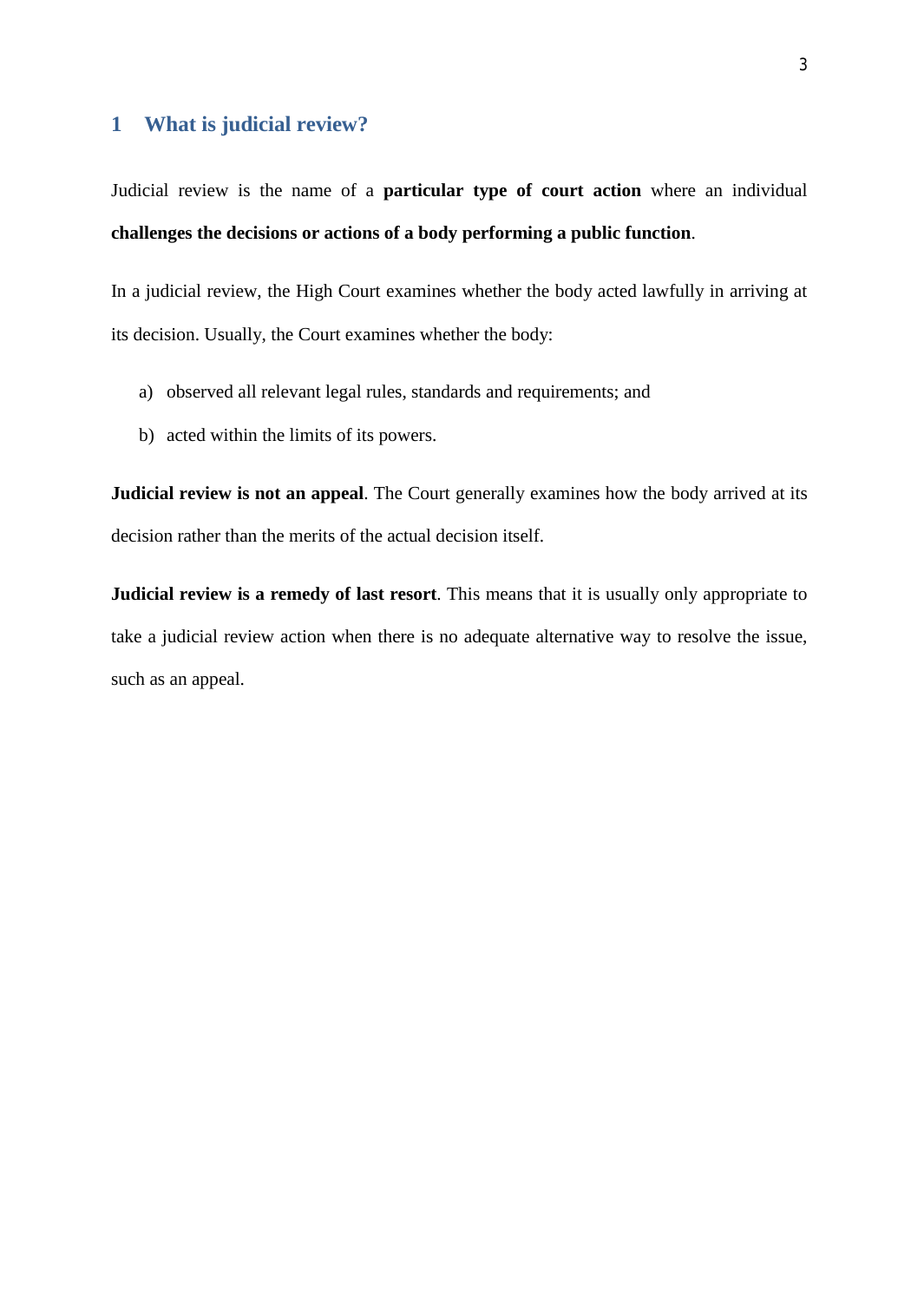## 1 What is judicial review?

Judicial review is the name of a **particular type of court action** where an individual **challenges the decisions or actions of a body performing a public function**.

In a judicial review, the High Court examines whether the body acted lawfully in arriving at its decision. Usually, the Court examines whether the body:

a) observed all relevant legal rules, standards and requirements; and
b) acted within the limits of its powers.

**Judicial review is not an appeal**. The Court generally examines how the body arrived at its decision rather than the merits of the actual decision itself.

**Judicial review is a remedy of last resort**. This means that it is usually only appropriate to take a judicial review action when there is no adequate alternative way to resolve the issue, such as an appeal.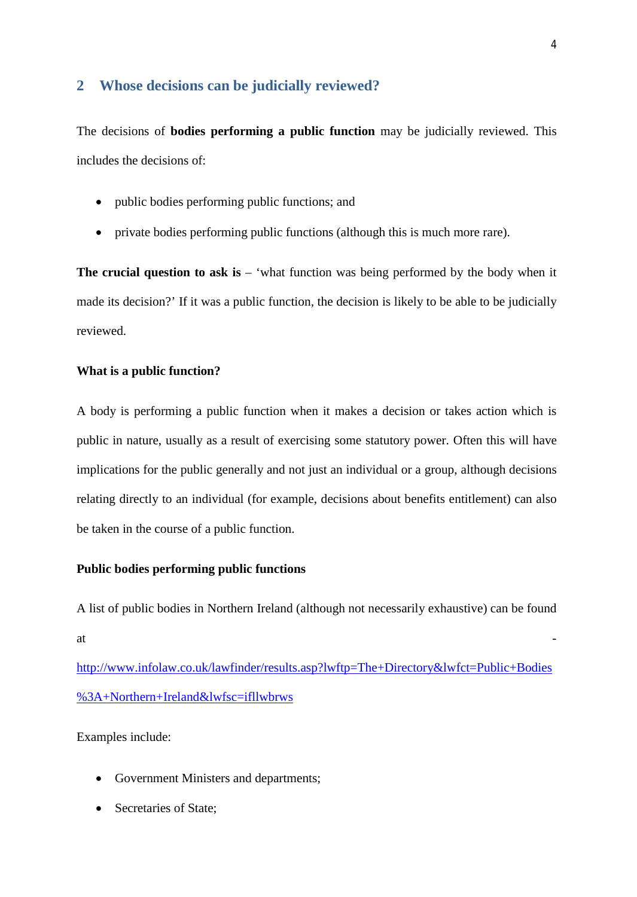## 2 Whose decisions can be judicially reviewed?

The decisions of **bodies performing a public function** may be judicially reviewed. This includes the decisions of:

- public bodies performing public functions; and
- private bodies performing public functions (although this is much more rare).

**The crucial question to ask is** – 'what function was being performed by the body when it made its decision?' If it was a public function, the decision is likely to be able to be judicially reviewed.

**What is a public function?**

A body is performing a public function when it makes a decision or takes action which is public in nature, usually as a result of exercising some statutory power. Often this will have implications for the public generally and not just an individual or a group, although decisions relating directly to an individual (for example, decisions about benefits entitlement) can also be taken in the course of a public function.

**Public bodies performing public functions**

A list of public bodies in Northern Ireland (although not necessarily exhaustive) can be found at - http://www.infolaw.co.uk/lawfinder/results.asp?lwftp=The+Directory&lwfct=Public+Bodies%3A+Northern+Ireland&lwfsc=ifllwbrws

Examples include:

- Government Ministers and departments;
- Secretaries of State;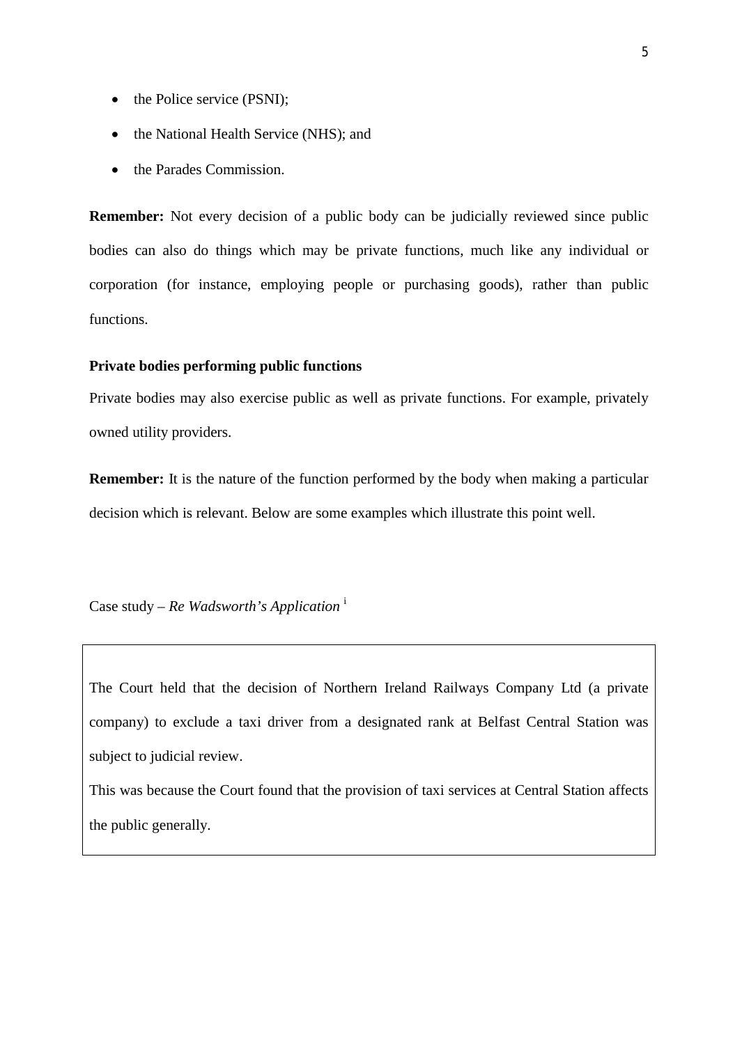- the Police service (PSNI);
- the National Health Service (NHS); and
- the Parades Commission.

**Remember:** Not every decision of a public body can be judicially reviewed since public bodies can also do things which may be private functions, much like any individual or corporation (for instance, employing people or purchasing goods), rather than public functions.

**Private bodies performing public functions**

Private bodies may also exercise public as well as private functions. For example, privately owned utility providers.

**Remember:** It is the nature of the function performed by the body when making a particular decision which is relevant. Below are some examples which illustrate this point well.

Case study – *Re Wadsworth's Application* [i]

> The Court held that the decision of Northern Ireland Railways Company Ltd (a private company) to exclude a taxi driver from a designated rank at Belfast Central Station was subject to judicial review.
>
> This was because the Court found that the provision of taxi services at Central Station affects the public generally.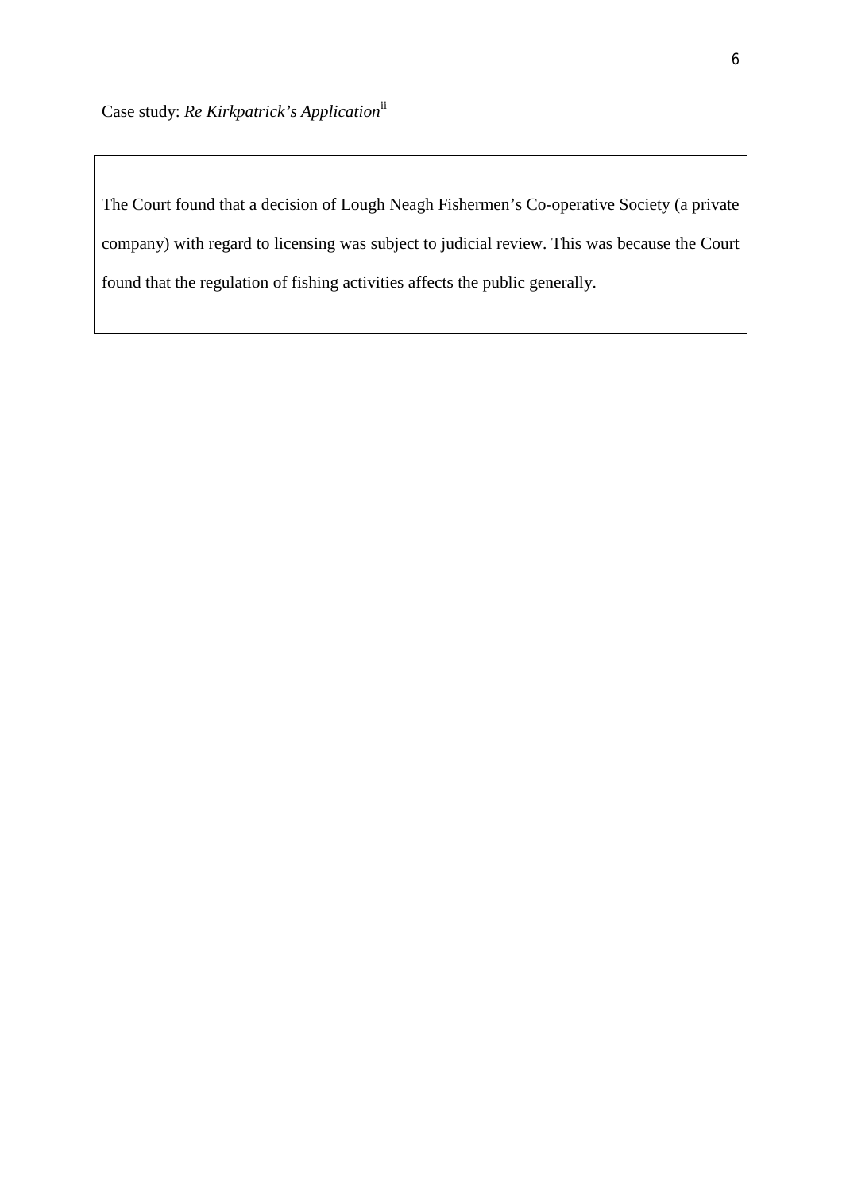Case study: *Re Kirkpatrick's Application*[ii]

The Court found that a decision of Lough Neagh Fishermen's Co-operative Society (a private company) with regard to licensing was subject to judicial review. This was because the Court found that the regulation of fishing activities affects the public generally.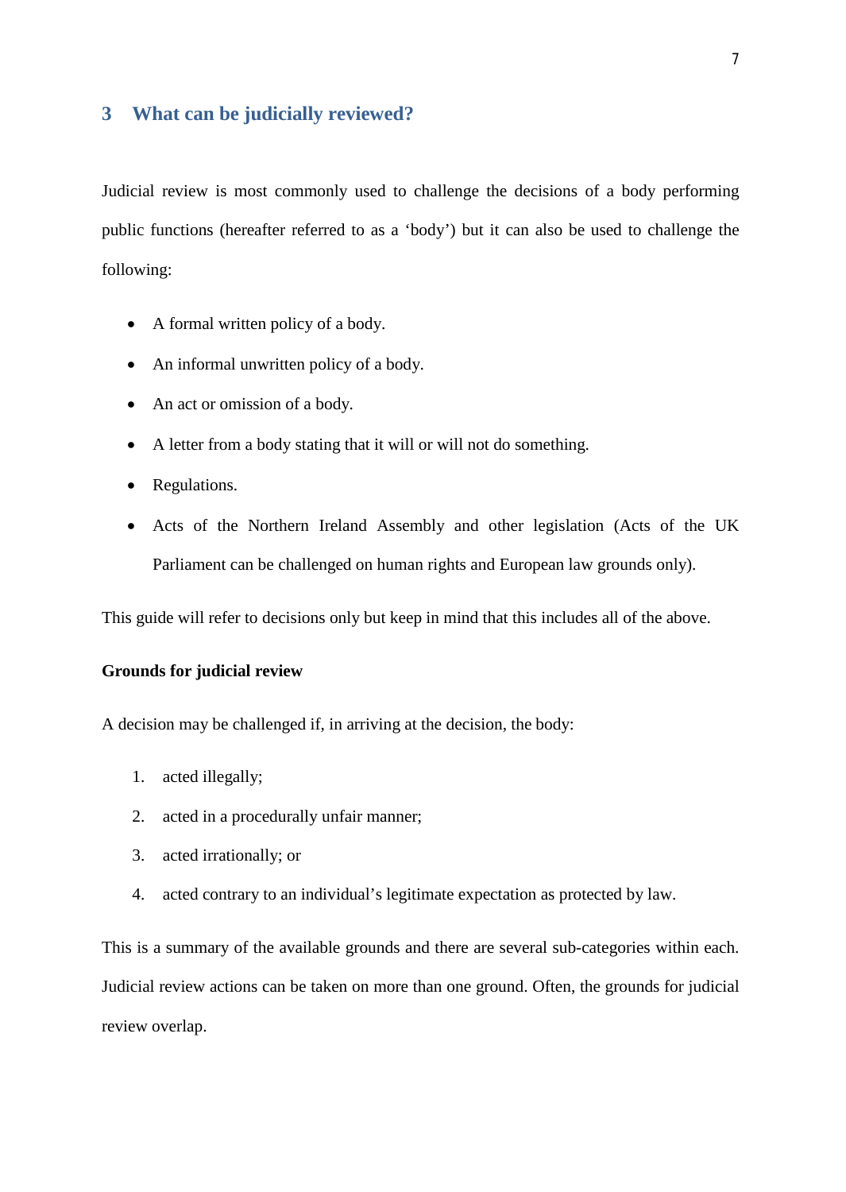## 3 What can be judicially reviewed?

Judicial review is most commonly used to challenge the decisions of a body performing public functions (hereafter referred to as a 'body') but it can also be used to challenge the following:

- A formal written policy of a body.
- An informal unwritten policy of a body.
- An act or omission of a body.
- A letter from a body stating that it will or will not do something.
- Regulations.
- Acts of the Northern Ireland Assembly and other legislation (Acts of the UK Parliament can be challenged on human rights and European law grounds only).

This guide will refer to decisions only but keep in mind that this includes all of the above.

**Grounds for judicial review**

A decision may be challenged if, in arriving at the decision, the body:

1. acted illegally;
2. acted in a procedurally unfair manner;
3. acted irrationally; or
4. acted contrary to an individual's legitimate expectation as protected by law.

This is a summary of the available grounds and there are several sub-categories within each. Judicial review actions can be taken on more than one ground. Often, the grounds for judicial review overlap.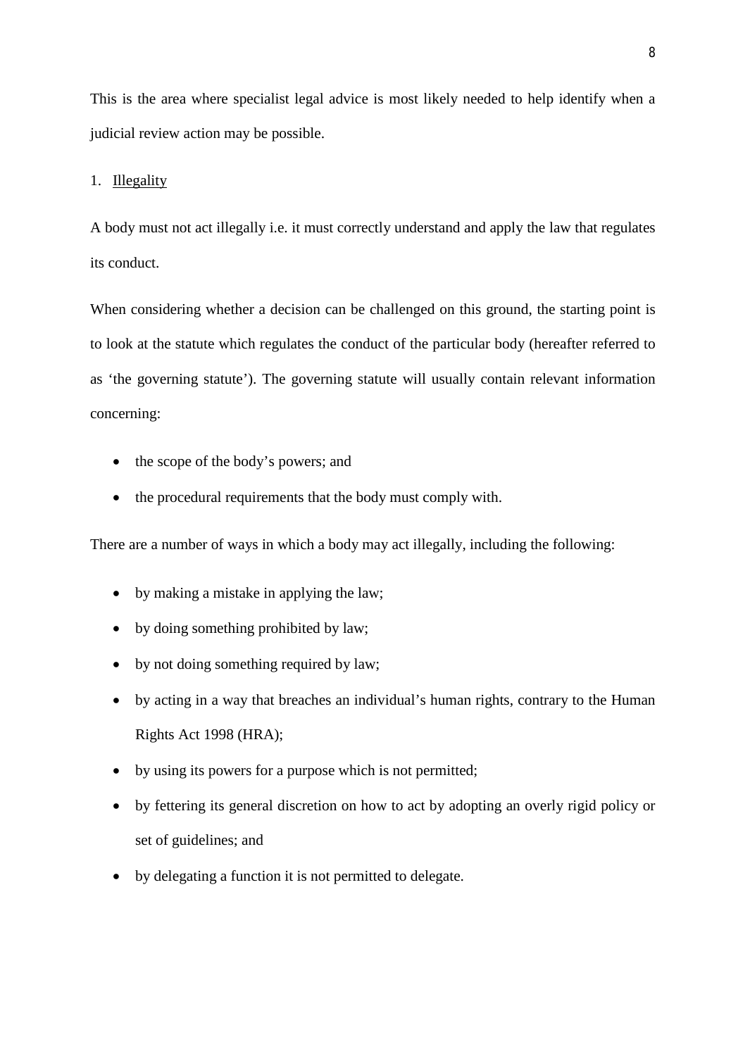This is the area where specialist legal advice is most likely needed to help identify when a judicial review action may be possible.

1. <u>Illegality</u>

A body must not act illegally i.e. it must correctly understand and apply the law that regulates its conduct.

When considering whether a decision can be challenged on this ground, the starting point is to look at the statute which regulates the conduct of the particular body (hereafter referred to as 'the governing statute'). The governing statute will usually contain relevant information concerning:

- the scope of the body's powers; and
- the procedural requirements that the body must comply with.

There are a number of ways in which a body may act illegally, including the following:

- by making a mistake in applying the law;
- by doing something prohibited by law;
- by not doing something required by law;
- by acting in a way that breaches an individual's human rights, contrary to the Human Rights Act 1998 (HRA);
- by using its powers for a purpose which is not permitted;
- by fettering its general discretion on how to act by adopting an overly rigid policy or set of guidelines; and
- by delegating a function it is not permitted to delegate.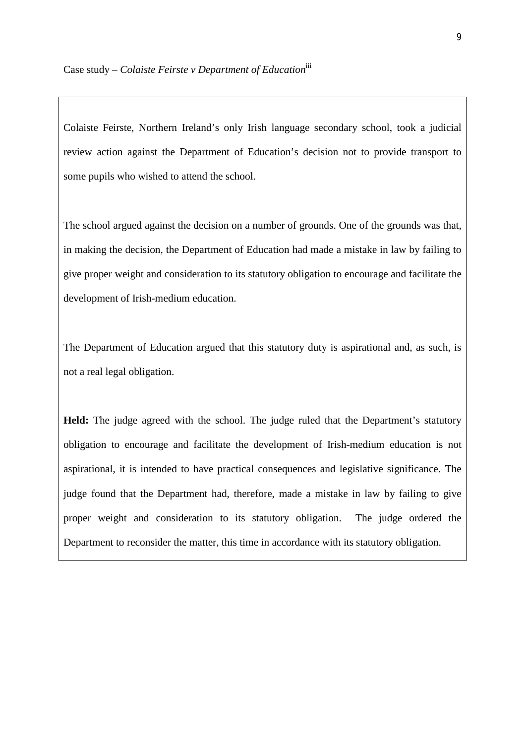Case study – *Colaiste Feirste v Department of Education*[iii]

Colaiste Feirste, Northern Ireland's only Irish language secondary school, took a judicial review action against the Department of Education's decision not to provide transport to some pupils who wished to attend the school.

The school argued against the decision on a number of grounds. One of the grounds was that, in making the decision, the Department of Education had made a mistake in law by failing to give proper weight and consideration to its statutory obligation to encourage and facilitate the development of Irish-medium education.

The Department of Education argued that this statutory duty is aspirational and, as such, is not a real legal obligation.

**Held:** The judge agreed with the school. The judge ruled that the Department's statutory obligation to encourage and facilitate the development of Irish-medium education is not aspirational, it is intended to have practical consequences and legislative significance. The judge found that the Department had, therefore, made a mistake in law by failing to give proper weight and consideration to its statutory obligation. The judge ordered the Department to reconsider the matter, this time in accordance with its statutory obligation.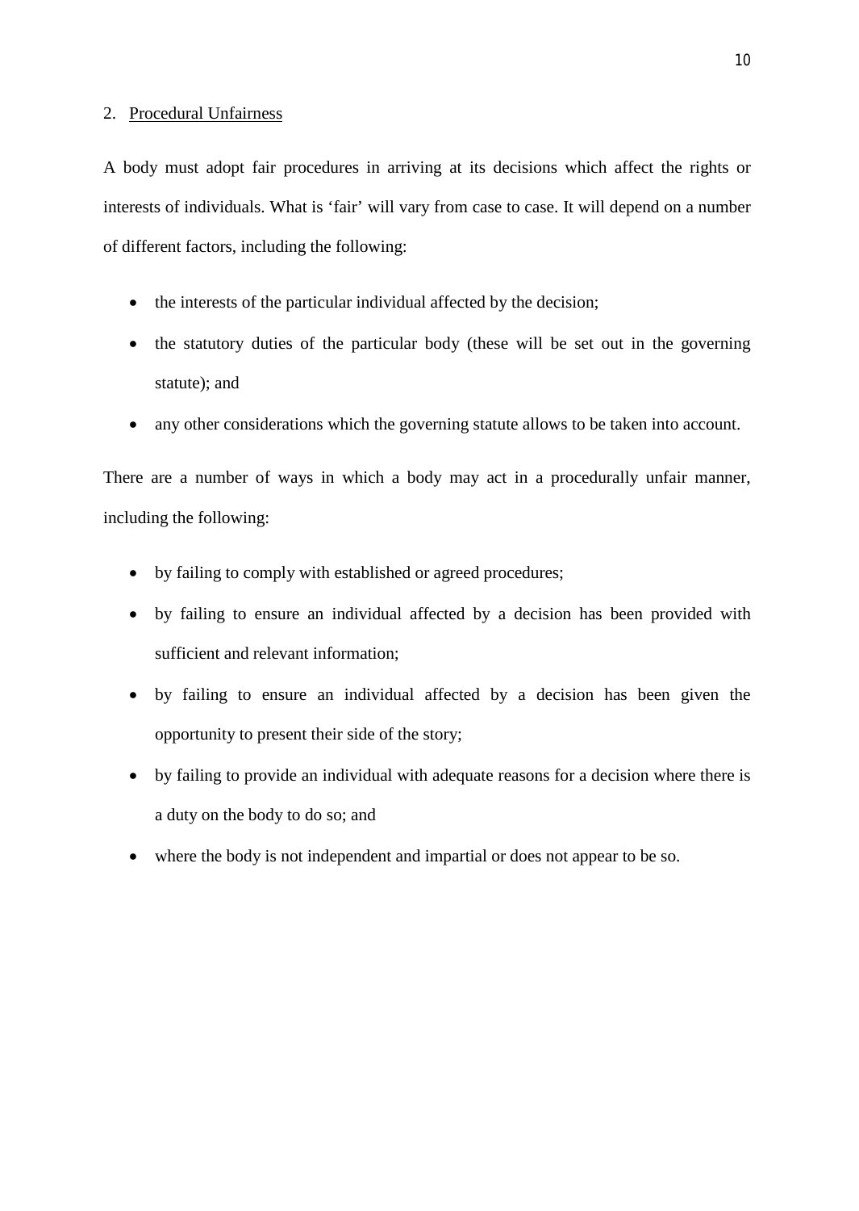## 2. Procedural Unfairness

A body must adopt fair procedures in arriving at its decisions which affect the rights or interests of individuals. What is 'fair' will vary from case to case. It will depend on a number of different factors, including the following:

- the interests of the particular individual affected by the decision;
- the statutory duties of the particular body (these will be set out in the governing statute); and
- any other considerations which the governing statute allows to be taken into account.

There are a number of ways in which a body may act in a procedurally unfair manner, including the following:

- by failing to comply with established or agreed procedures;
- by failing to ensure an individual affected by a decision has been provided with sufficient and relevant information;
- by failing to ensure an individual affected by a decision has been given the opportunity to present their side of the story;
- by failing to provide an individual with adequate reasons for a decision where there is a duty on the body to do so; and
- where the body is not independent and impartial or does not appear to be so.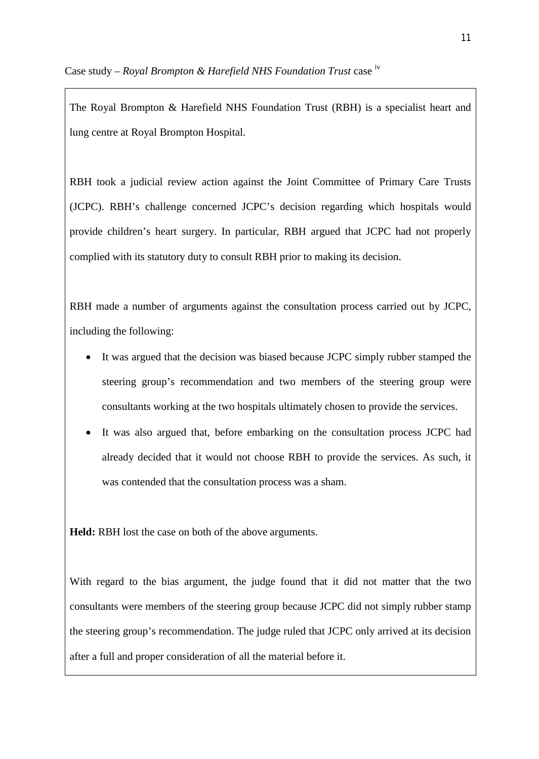Case study – *Royal Brompton & Harefield NHS Foundation Trust* case [iv]

The Royal Brompton & Harefield NHS Foundation Trust (RBH) is a specialist heart and lung centre at Royal Brompton Hospital.

RBH took a judicial review action against the Joint Committee of Primary Care Trusts (JCPC). RBH's challenge concerned JCPC's decision regarding which hospitals would provide children's heart surgery. In particular, RBH argued that JCPC had not properly complied with its statutory duty to consult RBH prior to making its decision.

RBH made a number of arguments against the consultation process carried out by JCPC, including the following:

- It was argued that the decision was biased because JCPC simply rubber stamped the steering group's recommendation and two members of the steering group were consultants working at the two hospitals ultimately chosen to provide the services.
- It was also argued that, before embarking on the consultation process JCPC had already decided that it would not choose RBH to provide the services. As such, it was contended that the consultation process was a sham.

**Held:** RBH lost the case on both of the above arguments.

With regard to the bias argument, the judge found that it did not matter that the two consultants were members of the steering group because JCPC did not simply rubber stamp the steering group's recommendation. The judge ruled that JCPC only arrived at its decision after a full and proper consideration of all the material before it.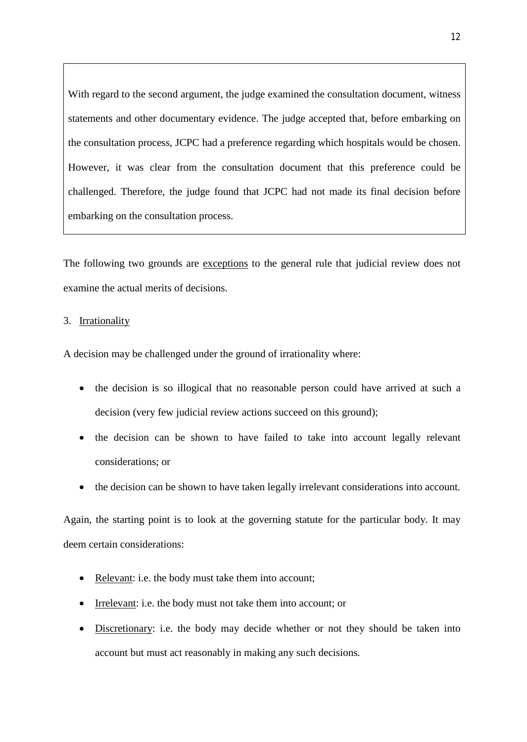> With regard to the second argument, the judge examined the consultation document, witness statements and other documentary evidence. The judge accepted that, before embarking on the consultation process, JCPC had a preference regarding which hospitals would be chosen. However, it was clear from the consultation document that this preference could be challenged. Therefore, the judge found that JCPC had not made its final decision before embarking on the consultation process.

The following two grounds are <u>exceptions</u> to the general rule that judicial review does not examine the actual merits of decisions.

3. <u>Irrationality</u>

A decision may be challenged under the ground of irrationality where:

- the decision is so illogical that no reasonable person could have arrived at such a decision (very few judicial review actions succeed on this ground);
- the decision can be shown to have failed to take into account legally relevant considerations; or
- the decision can be shown to have taken legally irrelevant considerations into account.

Again, the starting point is to look at the governing statute for the particular body. It may deem certain considerations:

- <u>Relevant</u>: i.e. the body must take them into account;
- <u>Irrelevant</u>: i.e. the body must not take them into account; or
- <u>Discretionary</u>: i.e. the body may decide whether or not they should be taken into account but must act reasonably in making any such decisions.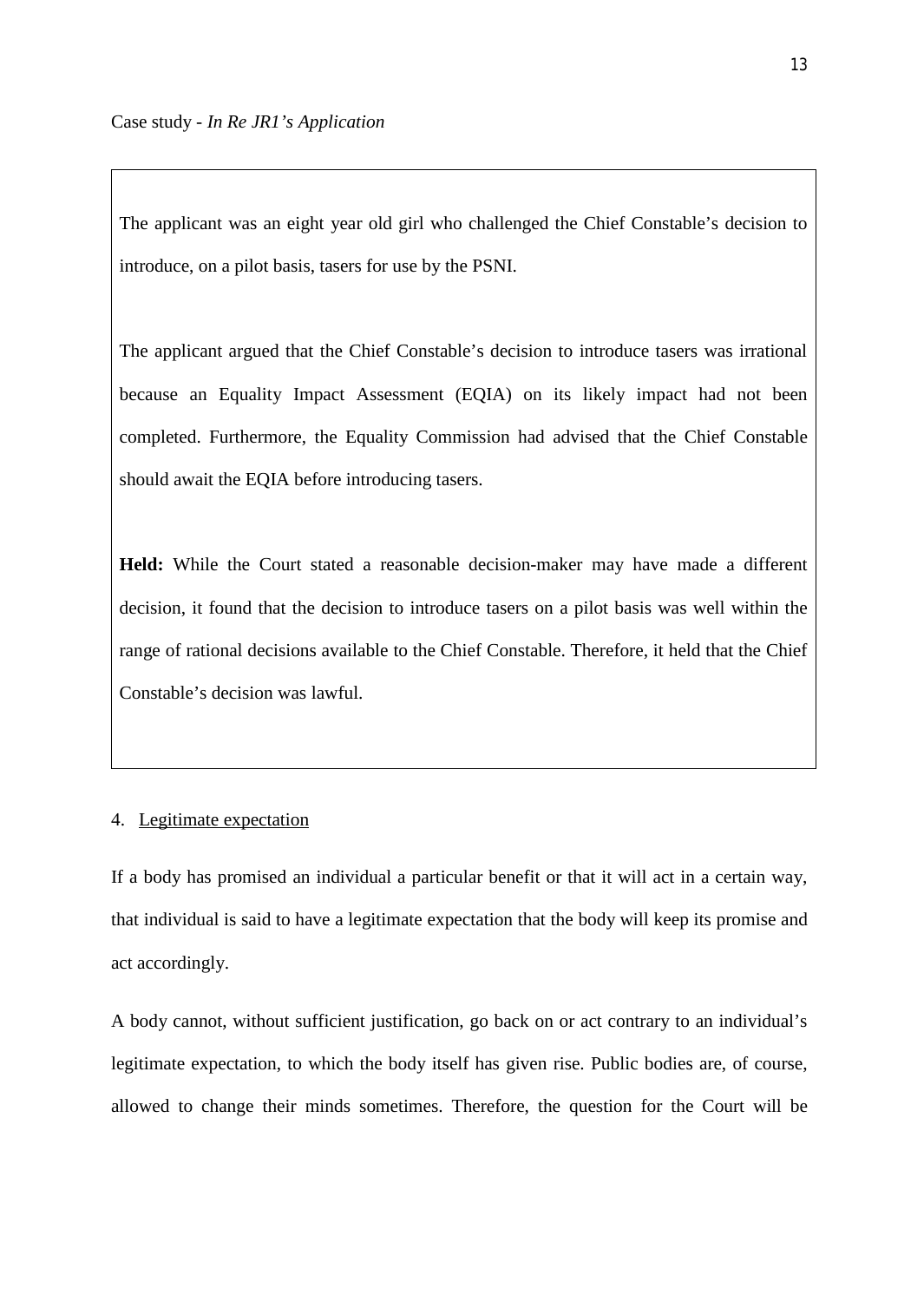Case study - *In Re JR1's Application*

> The applicant was an eight year old girl who challenged the Chief Constable's decision to introduce, on a pilot basis, tasers for use by the PSNI.
>
> The applicant argued that the Chief Constable's decision to introduce tasers was irrational because an Equality Impact Assessment (EQIA) on its likely impact had not been completed. Furthermore, the Equality Commission had advised that the Chief Constable should await the EQIA before introducing tasers.
>
> **Held:** While the Court stated a reasonable decision-maker may have made a different decision, it found that the decision to introduce tasers on a pilot basis was well within the range of rational decisions available to the Chief Constable. Therefore, it held that the Chief Constable's decision was lawful.

4. <u>Legitimate expectation</u>

If a body has promised an individual a particular benefit or that it will act in a certain way, that individual is said to have a legitimate expectation that the body will keep its promise and act accordingly.

A body cannot, without sufficient justification, go back on or act contrary to an individual's legitimate expectation, to which the body itself has given rise. Public bodies are, of course, allowed to change their minds sometimes. Therefore, the question for the Court will be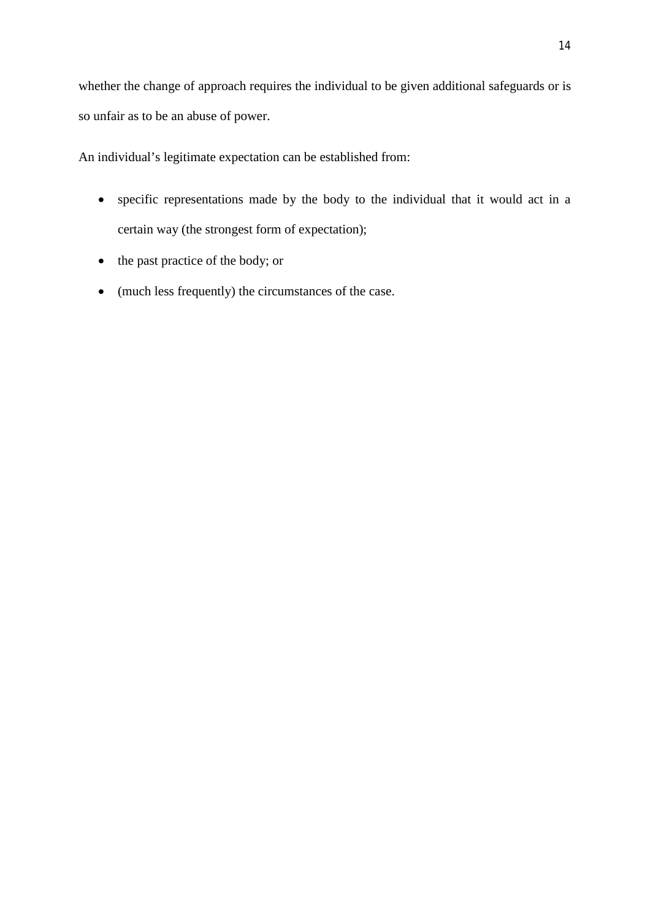whether the change of approach requires the individual to be given additional safeguards or is so unfair as to be an abuse of power.

An individual's legitimate expectation can be established from:

- specific representations made by the body to the individual that it would act in a certain way (the strongest form of expectation);
- the past practice of the body; or
- (much less frequently) the circumstances of the case.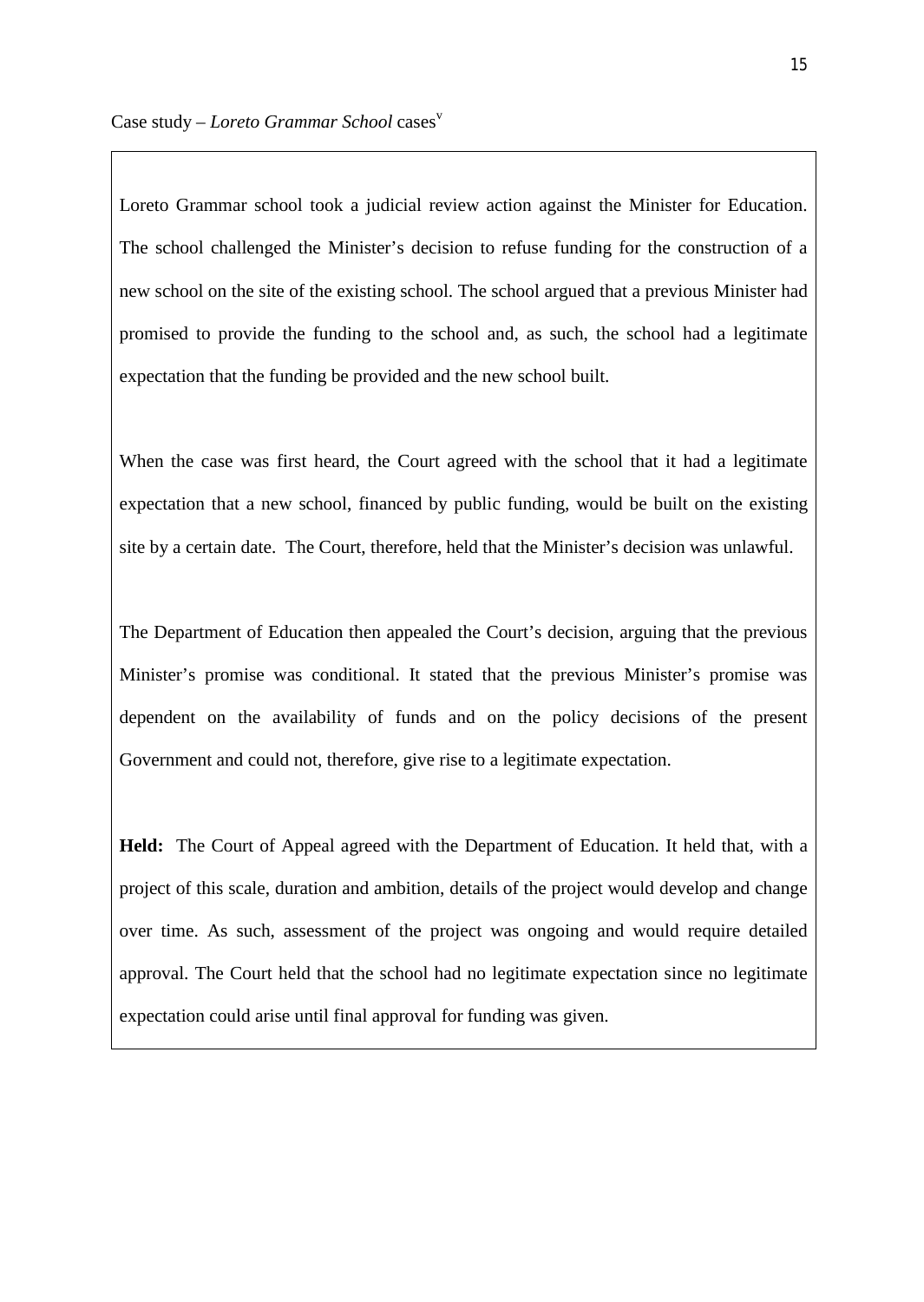Case study – *Loreto Grammar School* cases[v]

Loreto Grammar school took a judicial review action against the Minister for Education. The school challenged the Minister's decision to refuse funding for the construction of a new school on the site of the existing school. The school argued that a previous Minister had promised to provide the funding to the school and, as such, the school had a legitimate expectation that the funding be provided and the new school built.

When the case was first heard, the Court agreed with the school that it had a legitimate expectation that a new school, financed by public funding, would be built on the existing site by a certain date. The Court, therefore, held that the Minister's decision was unlawful.

The Department of Education then appealed the Court's decision, arguing that the previous Minister's promise was conditional. It stated that the previous Minister's promise was dependent on the availability of funds and on the policy decisions of the present Government and could not, therefore, give rise to a legitimate expectation.

**Held:** The Court of Appeal agreed with the Department of Education. It held that, with a project of this scale, duration and ambition, details of the project would develop and change over time. As such, assessment of the project was ongoing and would require detailed approval. The Court held that the school had no legitimate expectation since no legitimate expectation could arise until final approval for funding was given.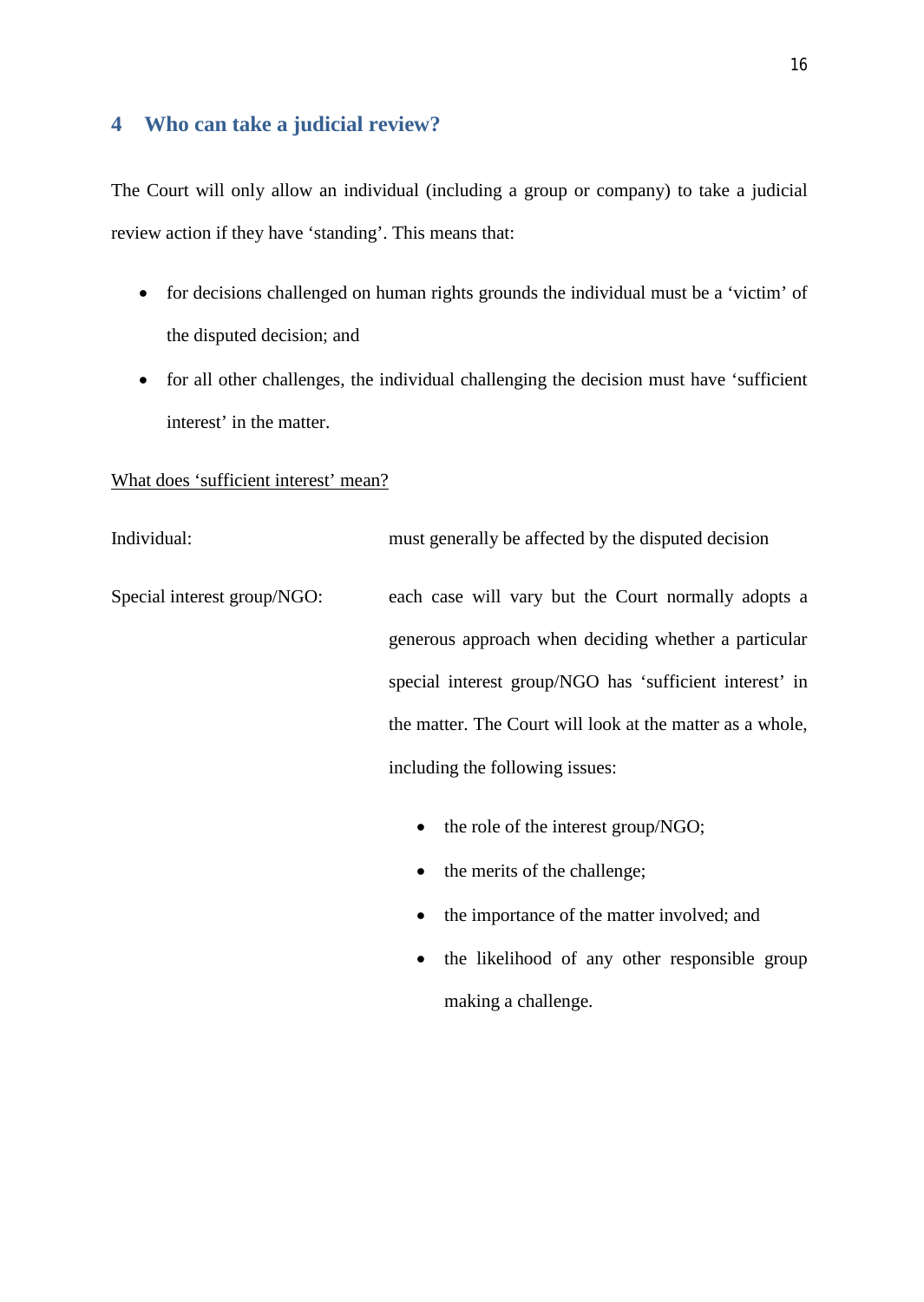## 4 Who can take a judicial review?

The Court will only allow an individual (including a group or company) to take a judicial review action if they have 'standing'. This means that:

- for decisions challenged on human rights grounds the individual must be a 'victim' of the disputed decision; and
- for all other challenges, the individual challenging the decision must have 'sufficient interest' in the matter.

<u>What does 'sufficient interest' mean?</u>

Individual: must generally be affected by the disputed decision

Special interest group/NGO: each case will vary but the Court normally adopts a generous approach when deciding whether a particular special interest group/NGO has 'sufficient interest' in the matter. The Court will look at the matter as a whole, including the following issues:

- the role of the interest group/NGO;
- the merits of the challenge;
- the importance of the matter involved; and
- the likelihood of any other responsible group making a challenge.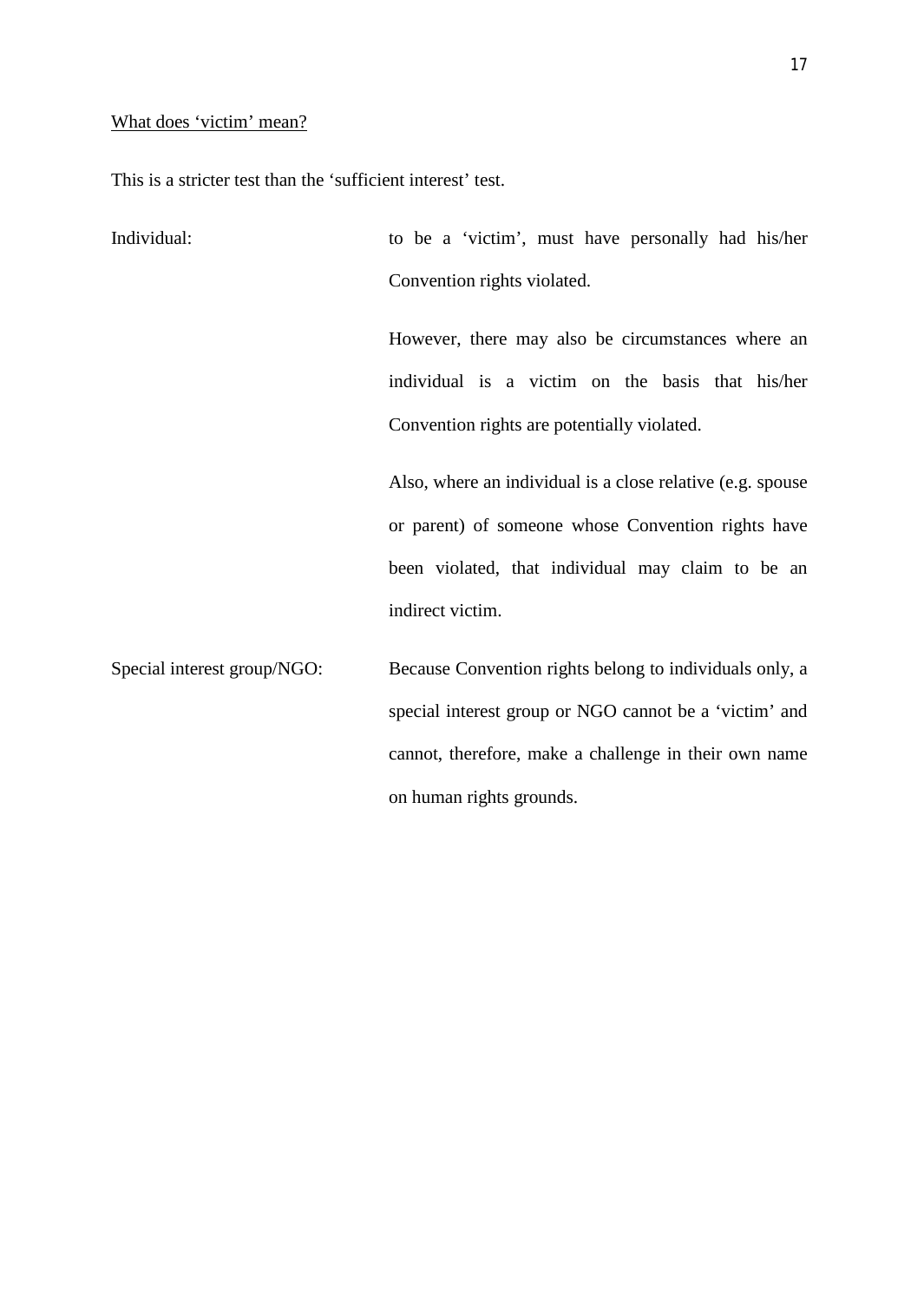<u>What does 'victim' mean?</u>

This is a stricter test than the 'sufficient interest' test.

| | |
|---|---|
| Individual: | to be a 'victim', must have personally had his/her Convention rights violated.<br><br>However, there may also be circumstances where an individual is a victim on the basis that his/her Convention rights are potentially violated.<br><br>Also, where an individual is a close relative (e.g. spouse or parent) of someone whose Convention rights have been violated, that individual may claim to be an indirect victim. |
| Special interest group/NGO: | Because Convention rights belong to individuals only, a special interest group or NGO cannot be a 'victim' and cannot, therefore, make a challenge in their own name on human rights grounds. |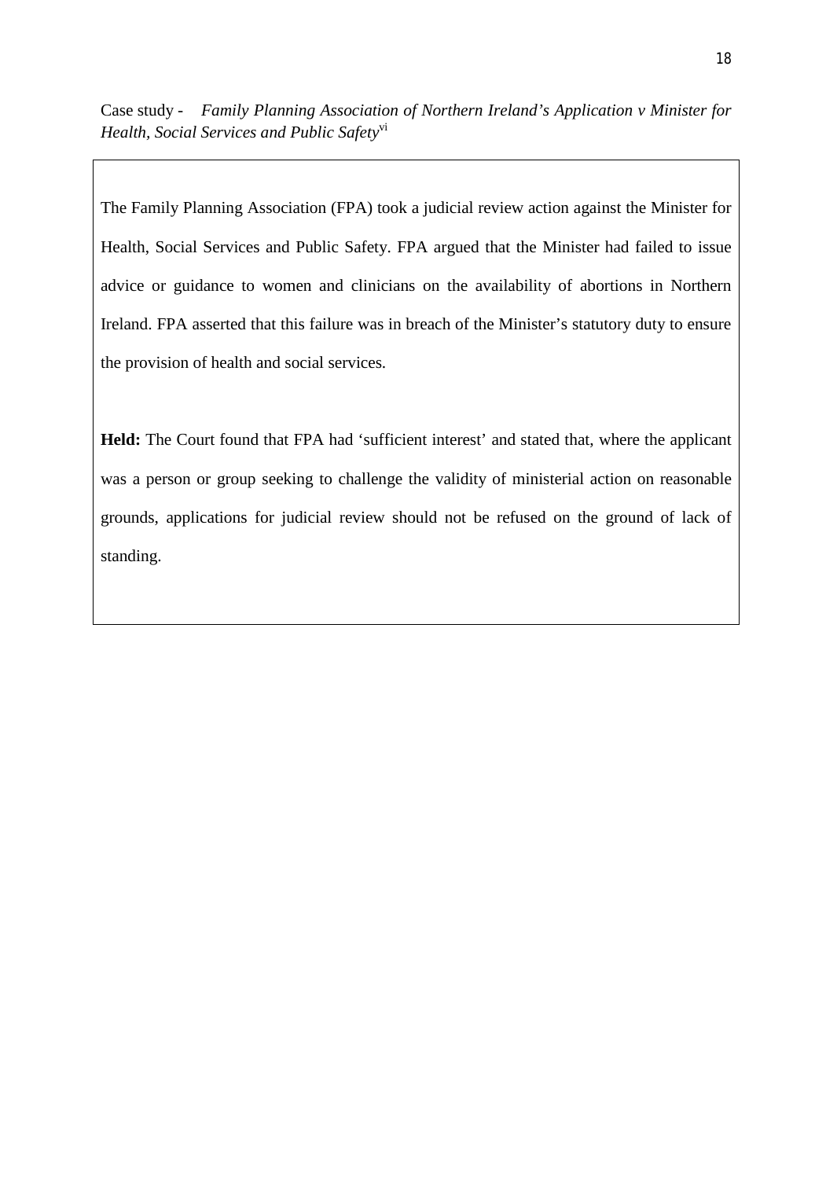Case study - *Family Planning Association of Northern Ireland's Application v Minister for Health, Social Services and Public Safety*[vi]

The Family Planning Association (FPA) took a judicial review action against the Minister for Health, Social Services and Public Safety. FPA argued that the Minister had failed to issue advice or guidance to women and clinicians on the availability of abortions in Northern Ireland. FPA asserted that this failure was in breach of the Minister's statutory duty to ensure the provision of health and social services.

**Held:** The Court found that FPA had 'sufficient interest' and stated that, where the applicant was a person or group seeking to challenge the validity of ministerial action on reasonable grounds, applications for judicial review should not be refused on the ground of lack of standing.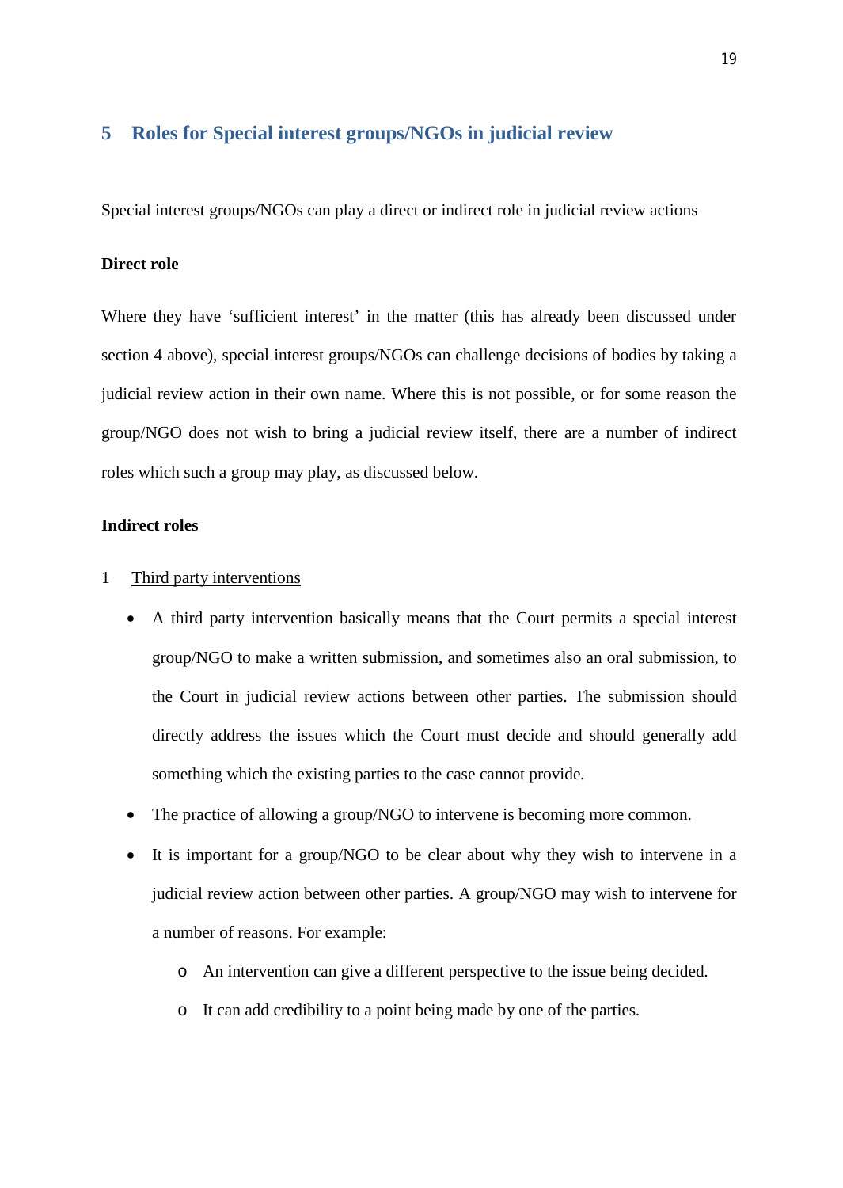## 5 Roles for Special interest groups/NGOs in judicial review

Special interest groups/NGOs can play a direct or indirect role in judicial review actions

**Direct role**

Where they have 'sufficient interest' in the matter (this has already been discussed under section 4 above), special interest groups/NGOs can challenge decisions of bodies by taking a judicial review action in their own name. Where this is not possible, or for some reason the group/NGO does not wish to bring a judicial review itself, there are a number of indirect roles which such a group may play, as discussed below.

**Indirect roles**

1 Third party interventions

- A third party intervention basically means that the Court permits a special interest group/NGO to make a written submission, and sometimes also an oral submission, to the Court in judicial review actions between other parties. The submission should directly address the issues which the Court must decide and should generally add something which the existing parties to the case cannot provide.
- The practice of allowing a group/NGO to intervene is becoming more common.
- It is important for a group/NGO to be clear about why they wish to intervene in a judicial review action between other parties. A group/NGO may wish to intervene for a number of reasons. For example:
  - An intervention can give a different perspective to the issue being decided.
  - It can add credibility to a point being made by one of the parties.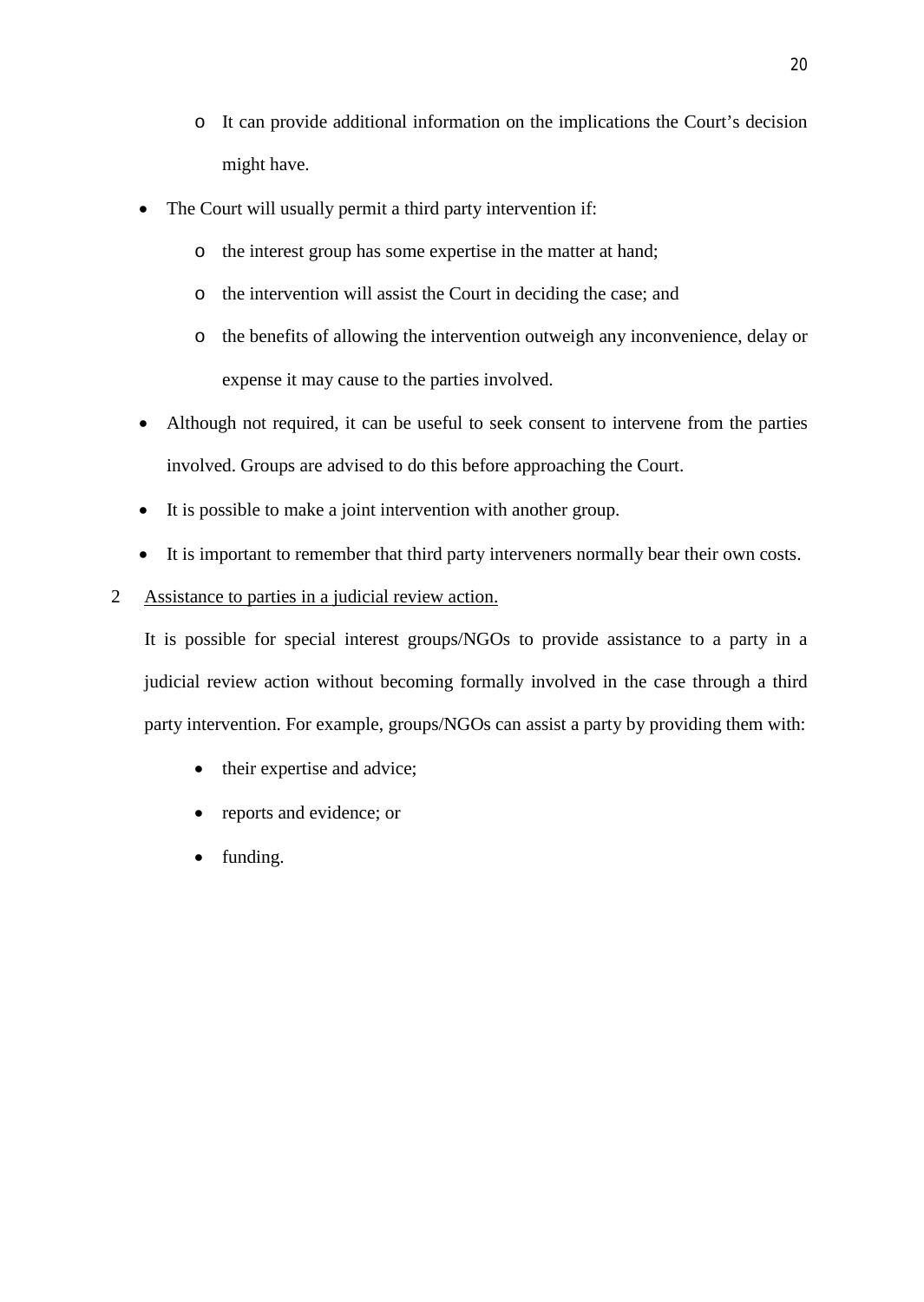- It can provide additional information on the implications the Court's decision might have.

- The Court will usually permit a third party intervention if:
  - the interest group has some expertise in the matter at hand;
  - the intervention will assist the Court in deciding the case; and
  - the benefits of allowing the intervention outweigh any inconvenience, delay or expense it may cause to the parties involved.
- Although not required, it can be useful to seek consent to intervene from the parties involved. Groups are advised to do this before approaching the Court.
- It is possible to make a joint intervention with another group.
- It is important to remember that third party interveners normally bear their own costs.

2 <u>Assistance to parties in a judicial review action.</u>

It is possible for special interest groups/NGOs to provide assistance to a party in a judicial review action without becoming formally involved in the case through a third party intervention. For example, groups/NGOs can assist a party by providing them with:

- their expertise and advice;
- reports and evidence; or
- funding.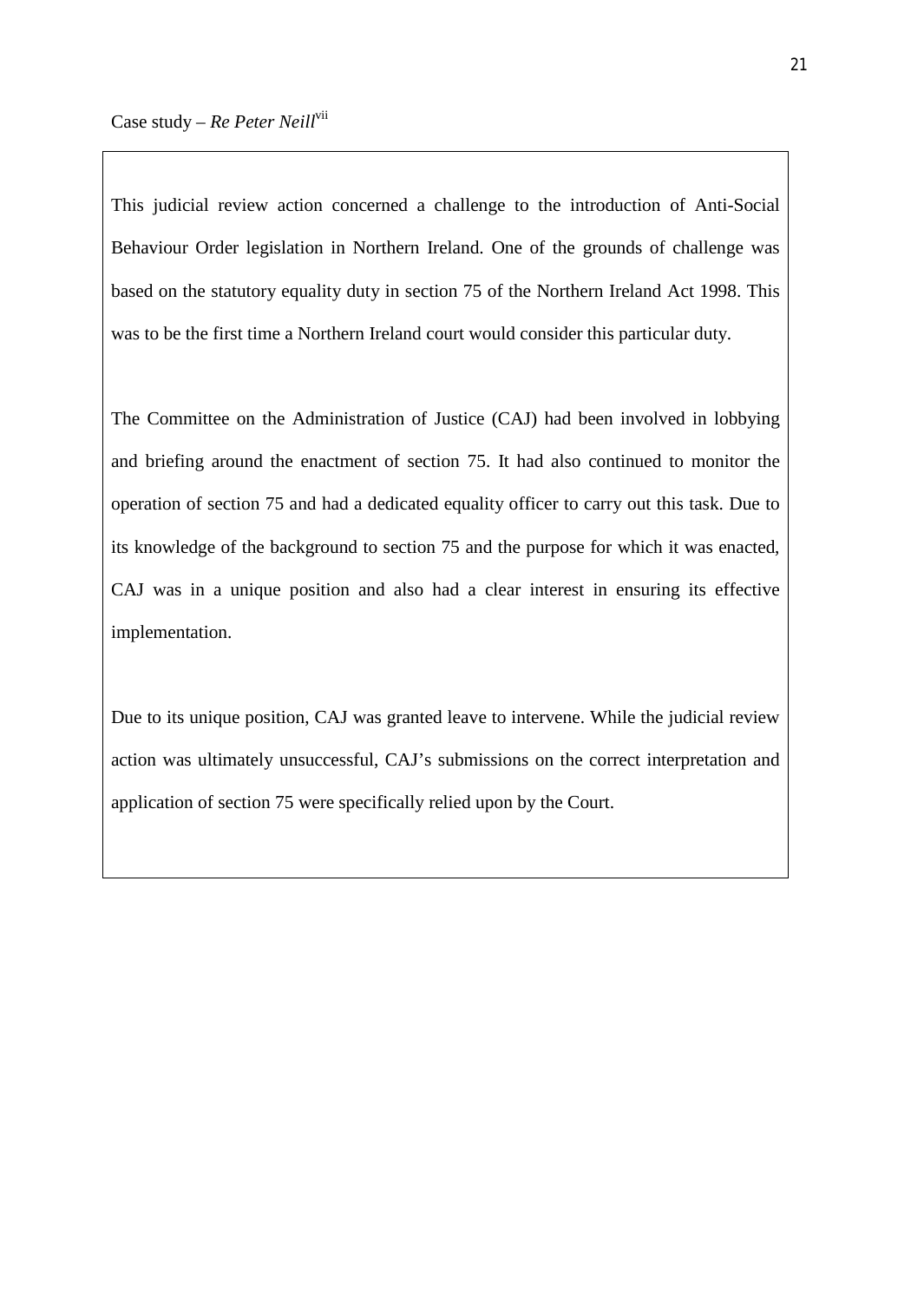Case study – *Re Peter Neill*[vii]

This judicial review action concerned a challenge to the introduction of Anti-Social Behaviour Order legislation in Northern Ireland. One of the grounds of challenge was based on the statutory equality duty in section 75 of the Northern Ireland Act 1998. This was to be the first time a Northern Ireland court would consider this particular duty.

The Committee on the Administration of Justice (CAJ) had been involved in lobbying and briefing around the enactment of section 75. It had also continued to monitor the operation of section 75 and had a dedicated equality officer to carry out this task. Due to its knowledge of the background to section 75 and the purpose for which it was enacted, CAJ was in a unique position and also had a clear interest in ensuring its effective implementation.

Due to its unique position, CAJ was granted leave to intervene. While the judicial review action was ultimately unsuccessful, CAJ's submissions on the correct interpretation and application of section 75 were specifically relied upon by the Court.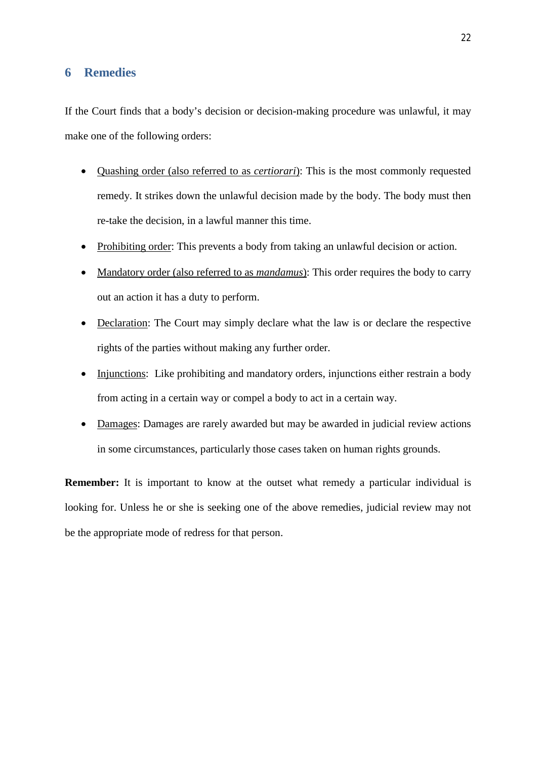## 6 Remedies

If the Court finds that a body's decision or decision-making procedure was unlawful, it may make one of the following orders:

- Quashing order (also referred to as *certiorari*): This is the most commonly requested remedy. It strikes down the unlawful decision made by the body. The body must then re-take the decision, in a lawful manner this time.
- Prohibiting order: This prevents a body from taking an unlawful decision or action.
- Mandatory order (also referred to as *mandamus*): This order requires the body to carry out an action it has a duty to perform.
- Declaration: The Court may simply declare what the law is or declare the respective rights of the parties without making any further order.
- Injunctions: Like prohibiting and mandatory orders, injunctions either restrain a body from acting in a certain way or compel a body to act in a certain way.
- Damages: Damages are rarely awarded but may be awarded in judicial review actions in some circumstances, particularly those cases taken on human rights grounds.

**Remember:** It is important to know at the outset what remedy a particular individual is looking for. Unless he or she is seeking one of the above remedies, judicial review may not be the appropriate mode of redress for that person.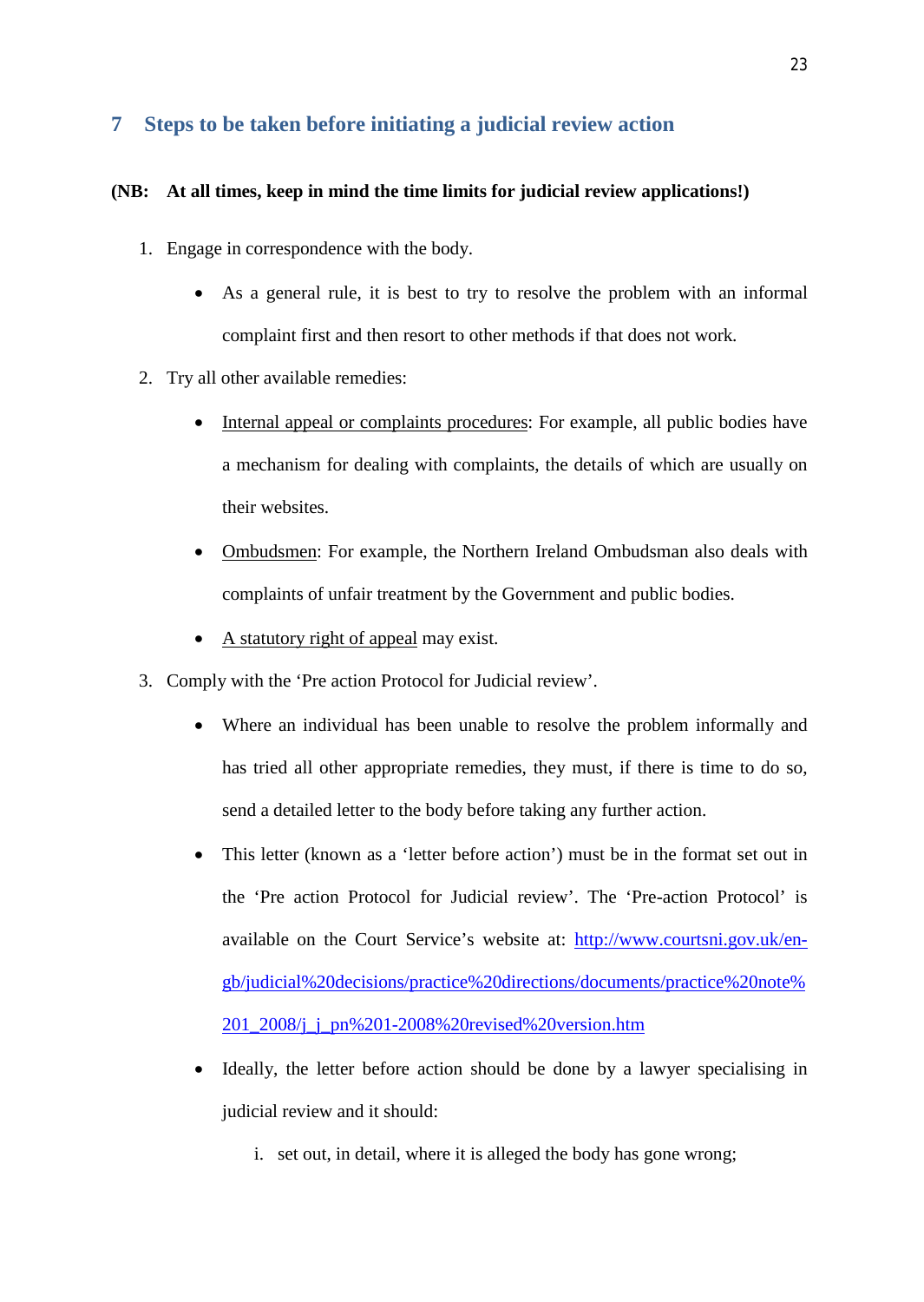## 7 Steps to be taken before initiating a judicial review action

**(NB: At all times, keep in mind the time limits for judicial review applications!)**

1. Engage in correspondence with the body.
   - As a general rule, it is best to try to resolve the problem with an informal complaint first and then resort to other methods if that does not work.
2. Try all other available remedies:
   - <u>Internal appeal or complaints procedures</u>: For example, all public bodies have a mechanism for dealing with complaints, the details of which are usually on their websites.
   - <u>Ombudsmen</u>: For example, the Northern Ireland Ombudsman also deals with complaints of unfair treatment by the Government and public bodies.
   - <u>A statutory right of appeal</u> may exist.
3. Comply with the 'Pre action Protocol for Judicial review'.
   - Where an individual has been unable to resolve the problem informally and has tried all other appropriate remedies, they must, if there is time to do so, send a detailed letter to the body before taking any further action.
   - This letter (known as a 'letter before action') must be in the format set out in the 'Pre action Protocol for Judicial review'. The 'Pre-action Protocol' is available on the Court Service's website at: [http://www.courtsni.gov.uk/en-gb/judicial%20decisions/practice%20directions/documents/practice%20note%201_2008/j_j_pn%201-2008%20revised%20version.htm](http://www.courtsni.gov.uk/en-gb/judicial%20decisions/practice%20directions/documents/practice%20note%201_2008/j_j_pn%201-2008%20revised%20version.htm)
   - Ideally, the letter before action should be done by a lawyer specialising in judicial review and it should:
     1. set out, in detail, where it is alleged the body has gone wrong;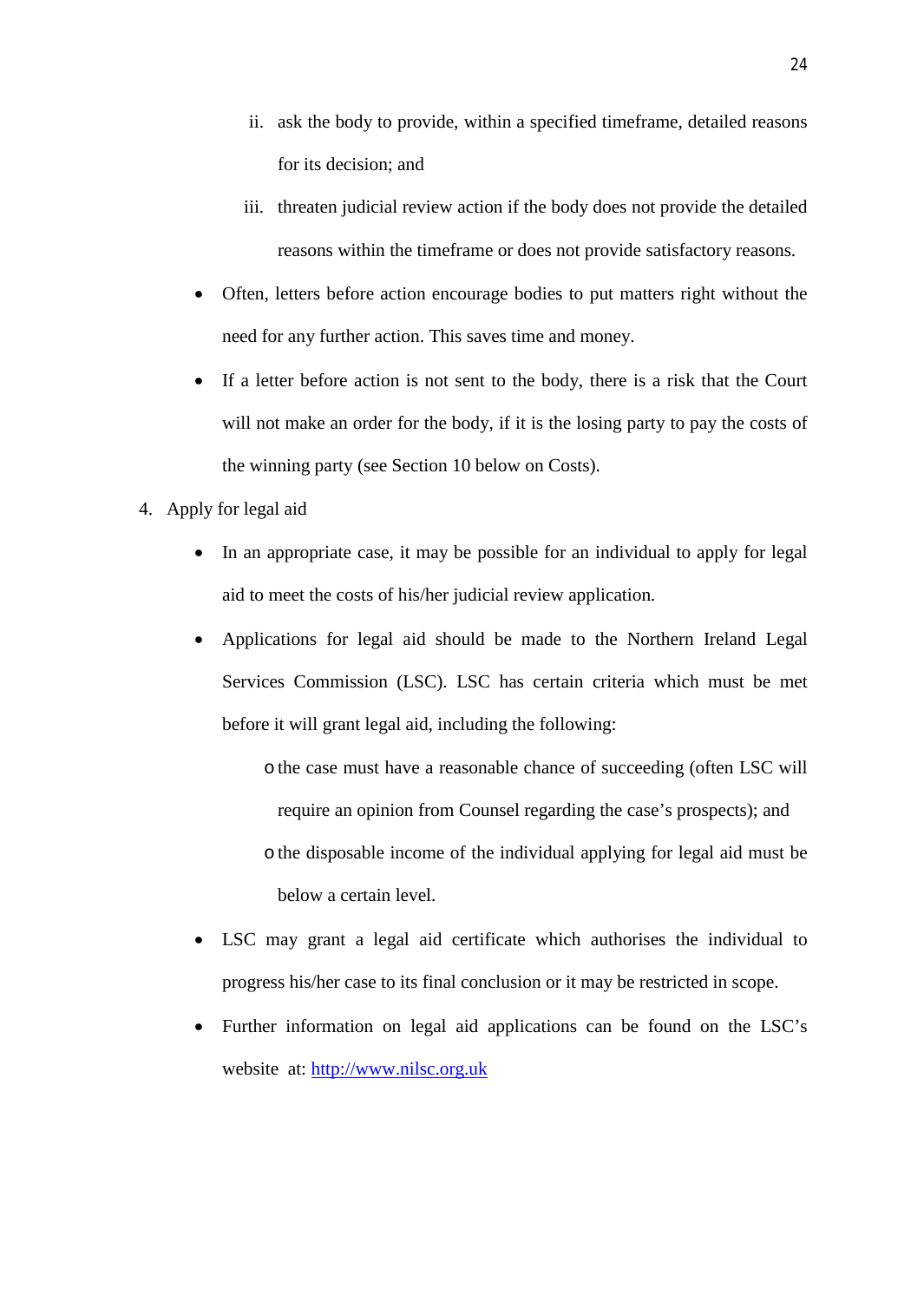ii. ask the body to provide, within a specified timeframe, detailed reasons for its decision; and

iii. threaten judicial review action if the body does not provide the detailed reasons within the timeframe or does not provide satisfactory reasons.

- Often, letters before action encourage bodies to put matters right without the need for any further action. This saves time and money.
- If a letter before action is not sent to the body, there is a risk that the Court will not make an order for the body, if it is the losing party to pay the costs of the winning party (see Section 10 below on Costs).

4. Apply for legal aid

- In an appropriate case, it may be possible for an individual to apply for legal aid to meet the costs of his/her judicial review application.
- Applications for legal aid should be made to the Northern Ireland Legal Services Commission (LSC). LSC has certain criteria which must be met before it will grant legal aid, including the following:
    - the case must have a reasonable chance of succeeding (often LSC will require an opinion from Counsel regarding the case's prospects); and
    - the disposable income of the individual applying for legal aid must be below a certain level.
- LSC may grant a legal aid certificate which authorises the individual to progress his/her case to its final conclusion or it may be restricted in scope.
- Further information on legal aid applications can be found on the LSC's website at: http://www.nilsc.org.uk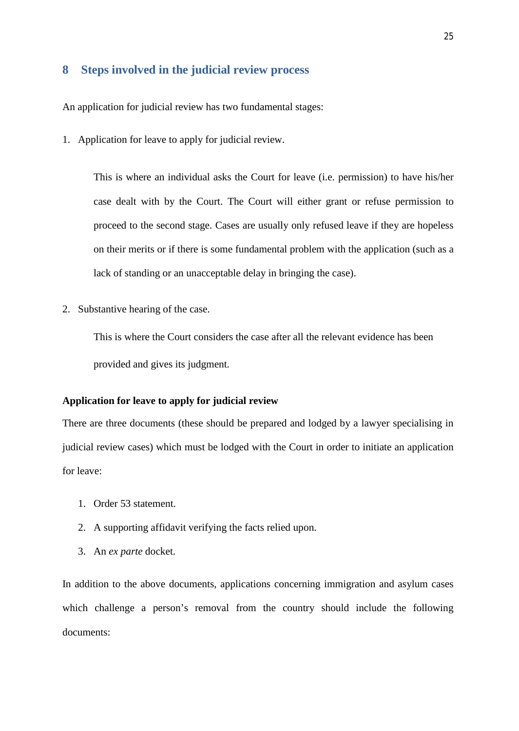## 8 Steps involved in the judicial review process

An application for judicial review has two fundamental stages:

1. Application for leave to apply for judicial review.

   This is where an individual asks the Court for leave (i.e. permission) to have his/her case dealt with by the Court. The Court will either grant or refuse permission to proceed to the second stage. Cases are usually only refused leave if they are hopeless on their merits or if there is some fundamental problem with the application (such as a lack of standing or an unacceptable delay in bringing the case).

2. Substantive hearing of the case.

   This is where the Court considers the case after all the relevant evidence has been provided and gives its judgment.

**Application for leave to apply for judicial review**

There are three documents (these should be prepared and lodged by a lawyer specialising in judicial review cases) which must be lodged with the Court in order to initiate an application for leave:

1. Order 53 statement.
2. A supporting affidavit verifying the facts relied upon.
3. An *ex parte* docket.

In addition to the above documents, applications concerning immigration and asylum cases which challenge a person's removal from the country should include the following documents: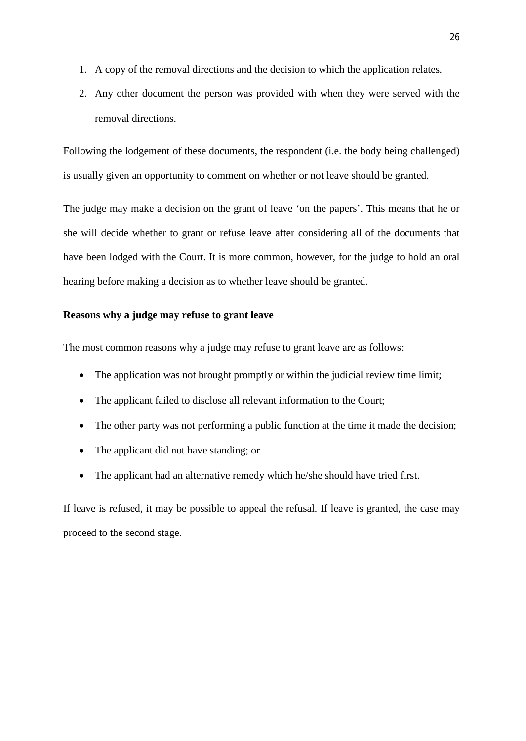1. A copy of the removal directions and the decision to which the application relates.
2. Any other document the person was provided with when they were served with the removal directions.

Following the lodgement of these documents, the respondent (i.e. the body being challenged) is usually given an opportunity to comment on whether or not leave should be granted.

The judge may make a decision on the grant of leave 'on the papers'. This means that he or she will decide whether to grant or refuse leave after considering all of the documents that have been lodged with the Court. It is more common, however, for the judge to hold an oral hearing before making a decision as to whether leave should be granted.

**Reasons why a judge may refuse to grant leave**

The most common reasons why a judge may refuse to grant leave are as follows:

- The application was not brought promptly or within the judicial review time limit;
- The applicant failed to disclose all relevant information to the Court;
- The other party was not performing a public function at the time it made the decision;
- The applicant did not have standing; or
- The applicant had an alternative remedy which he/she should have tried first.

If leave is refused, it may be possible to appeal the refusal. If leave is granted, the case may proceed to the second stage.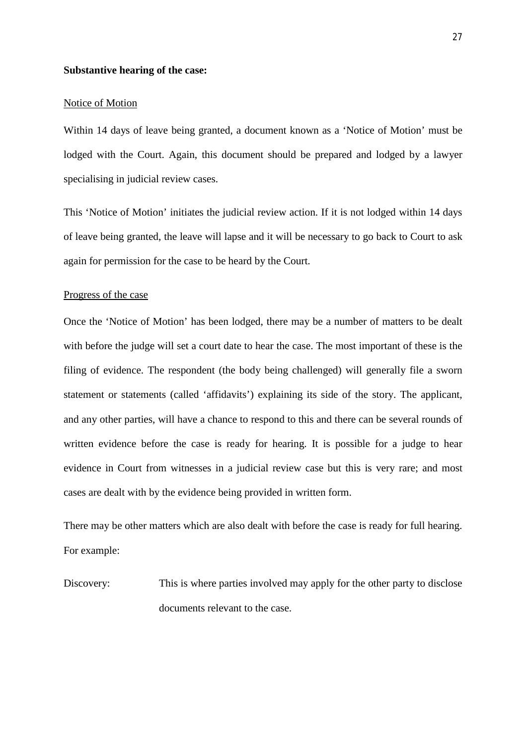**Substantive hearing of the case:**

<u>Notice of Motion</u>

Within 14 days of leave being granted, a document known as a 'Notice of Motion' must be lodged with the Court. Again, this document should be prepared and lodged by a lawyer specialising in judicial review cases.

This 'Notice of Motion' initiates the judicial review action. If it is not lodged within 14 days of leave being granted, the leave will lapse and it will be necessary to go back to Court to ask again for permission for the case to be heard by the Court.

<u>Progress of the case</u>

Once the 'Notice of Motion' has been lodged, there may be a number of matters to be dealt with before the judge will set a court date to hear the case. The most important of these is the filing of evidence. The respondent (the body being challenged) will generally file a sworn statement or statements (called 'affidavits') explaining its side of the story. The applicant, and any other parties, will have a chance to respond to this and there can be several rounds of written evidence before the case is ready for hearing. It is possible for a judge to hear evidence in Court from witnesses in a judicial review case but this is very rare; and most cases are dealt with by the evidence being provided in written form.

There may be other matters which are also dealt with before the case is ready for full hearing. For example:

Discovery: This is where parties involved may apply for the other party to disclose documents relevant to the case.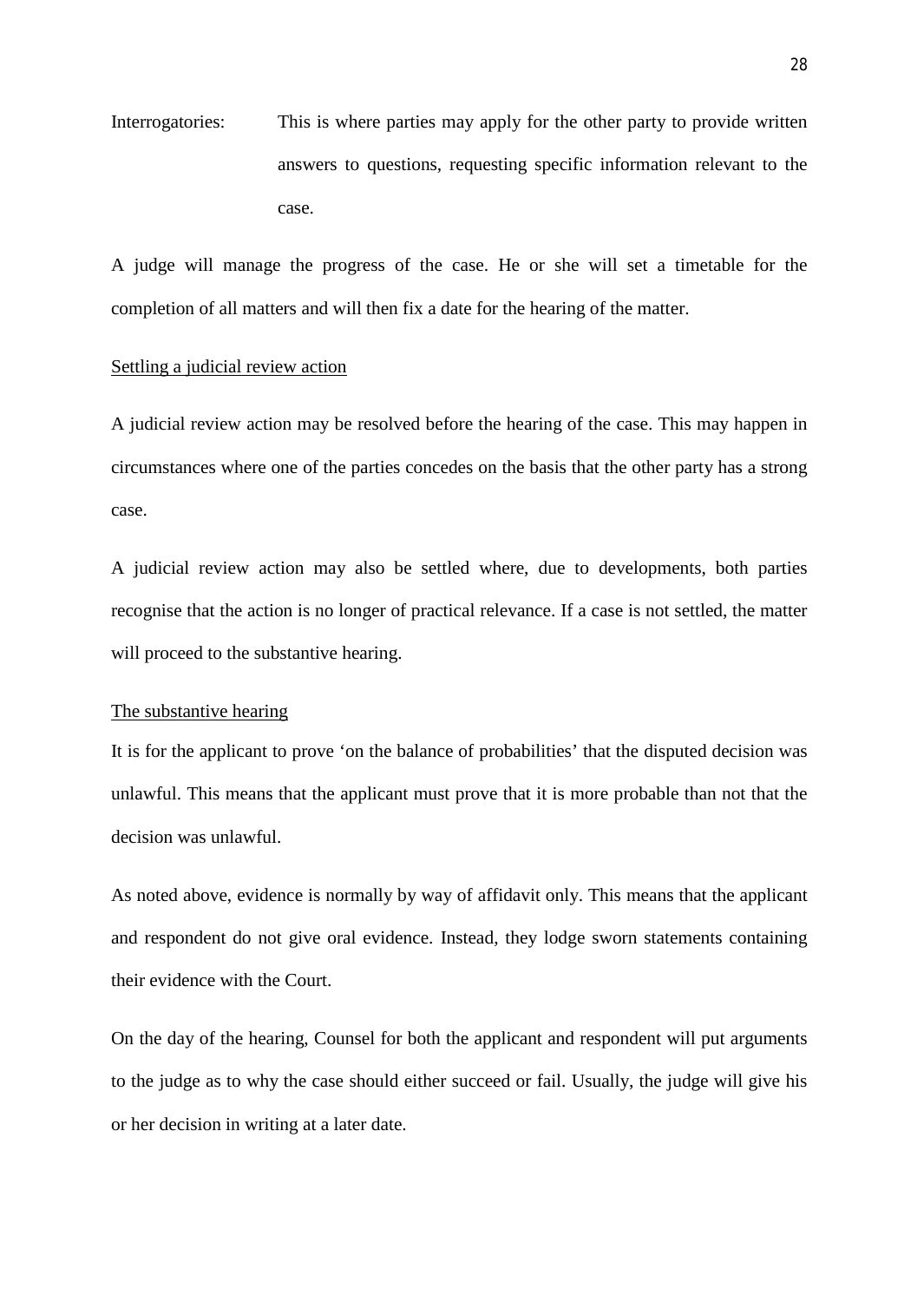Interrogatories: This is where parties may apply for the other party to provide written answers to questions, requesting specific information relevant to the case.

A judge will manage the progress of the case. He or she will set a timetable for the completion of all matters and will then fix a date for the hearing of the matter.

<u>Settling a judicial review action</u>

A judicial review action may be resolved before the hearing of the case. This may happen in circumstances where one of the parties concedes on the basis that the other party has a strong case.

A judicial review action may also be settled where, due to developments, both parties recognise that the action is no longer of practical relevance. If a case is not settled, the matter will proceed to the substantive hearing.

<u>The substantive hearing</u>

It is for the applicant to prove 'on the balance of probabilities' that the disputed decision was unlawful. This means that the applicant must prove that it is more probable than not that the decision was unlawful.

As noted above, evidence is normally by way of affidavit only. This means that the applicant and respondent do not give oral evidence. Instead, they lodge sworn statements containing their evidence with the Court.

On the day of the hearing, Counsel for both the applicant and respondent will put arguments to the judge as to why the case should either succeed or fail. Usually, the judge will give his or her decision in writing at a later date.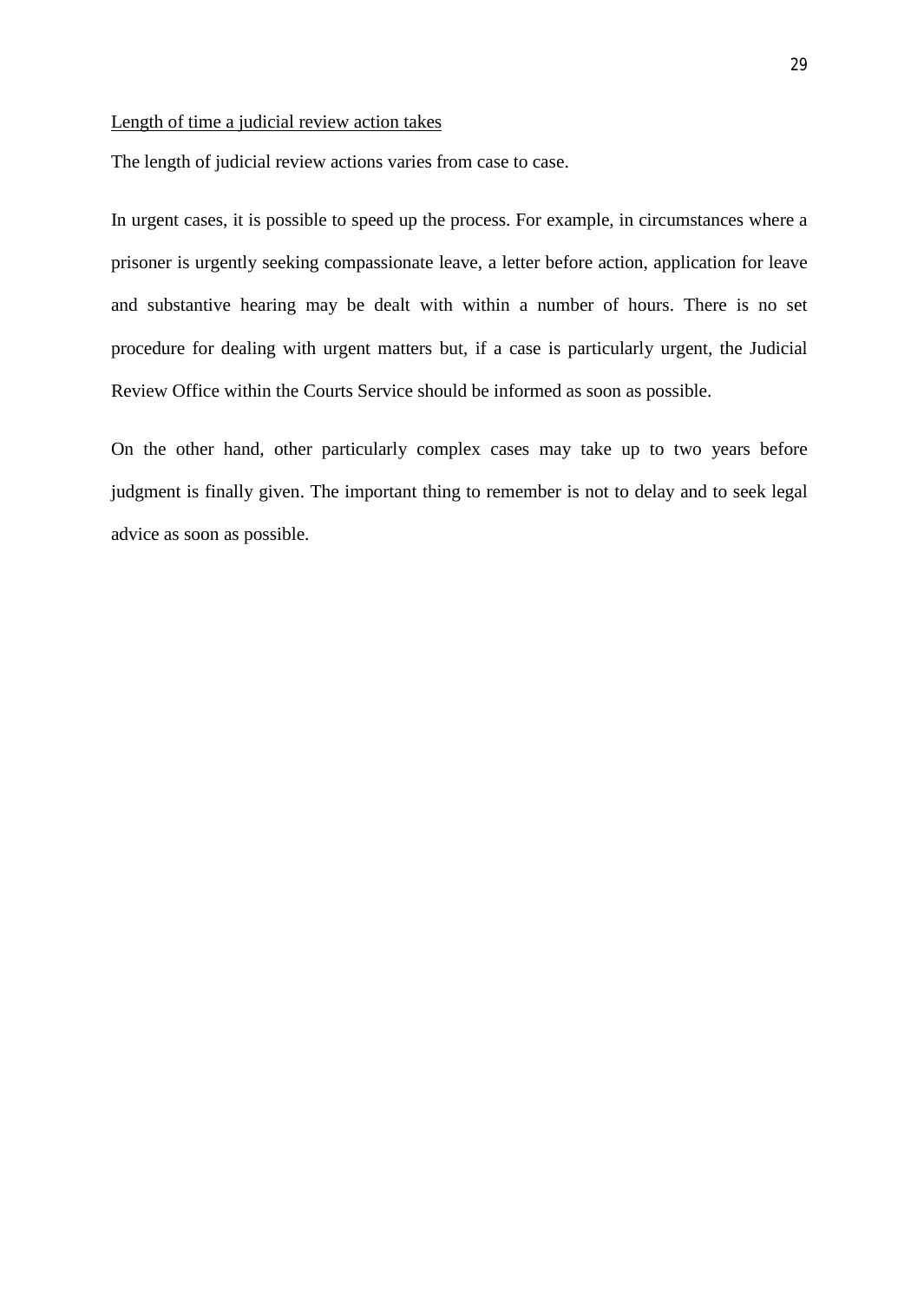<u>Length of time a judicial review action takes</u>

The length of judicial review actions varies from case to case.

In urgent cases, it is possible to speed up the process. For example, in circumstances where a prisoner is urgently seeking compassionate leave, a letter before action, application for leave and substantive hearing may be dealt with within a number of hours. There is no set procedure for dealing with urgent matters but, if a case is particularly urgent, the Judicial Review Office within the Courts Service should be informed as soon as possible.

On the other hand, other particularly complex cases may take up to two years before judgment is finally given. The important thing to remember is not to delay and to seek legal advice as soon as possible.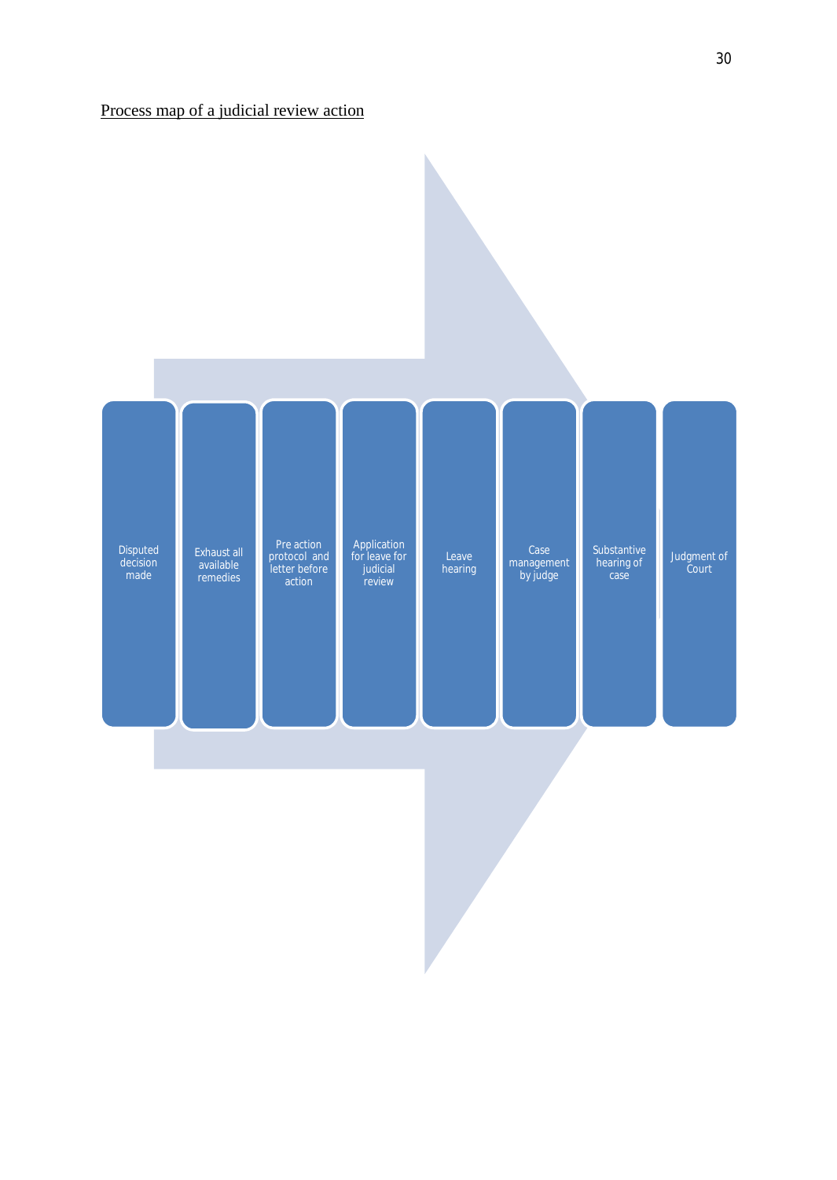<u>Process map of a judicial review action</u>

1. Disputed decision made
2. Exhaust all available remedies
3. Pre action protocol and letter before action
4. Application for leave for judicial review
5. Leave hearing
6. Case management by judge
7. Substantive hearing of case
8. Judgment of Court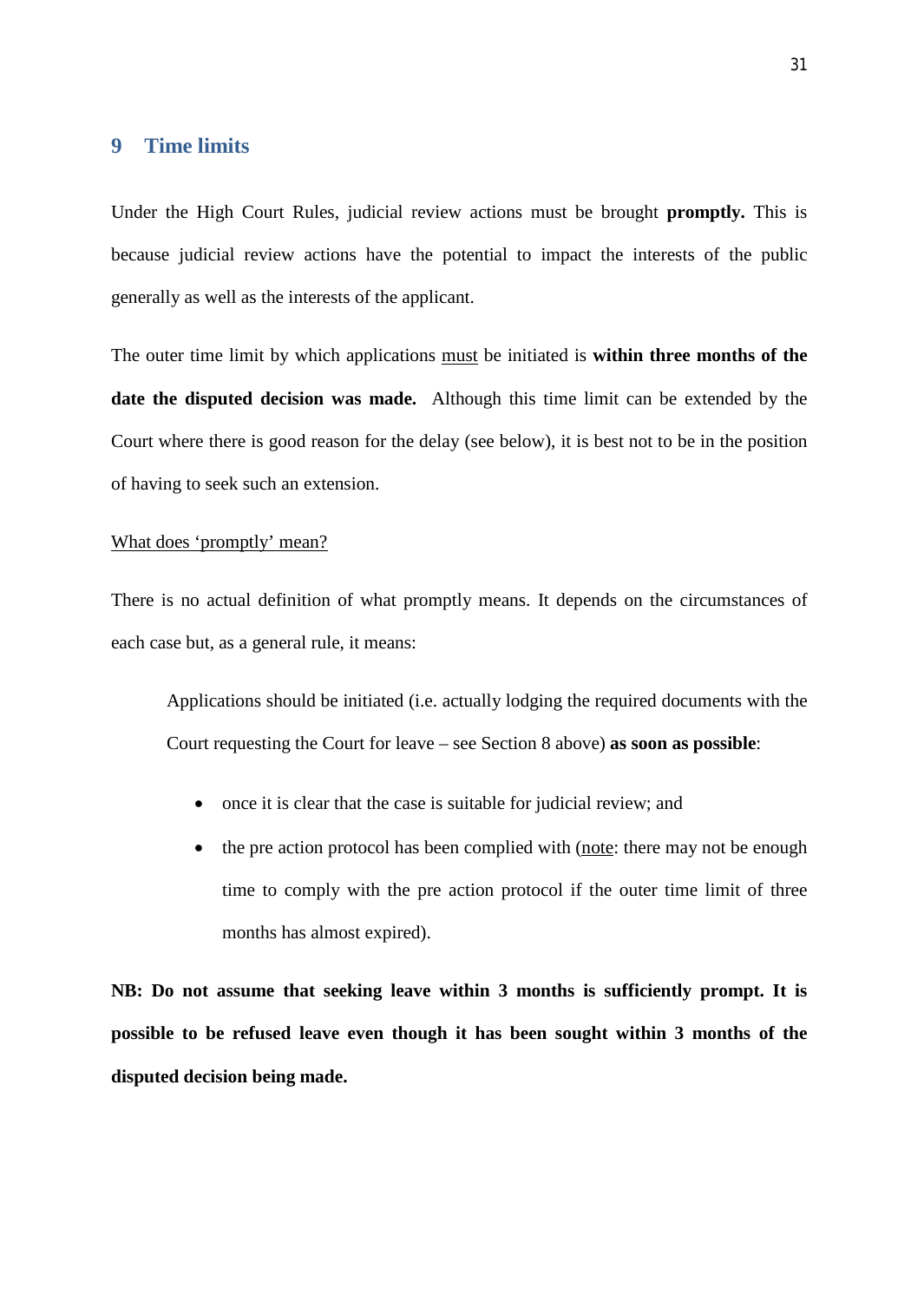## 9 Time limits

Under the High Court Rules, judicial review actions must be brought **promptly.** This is because judicial review actions have the potential to impact the interests of the public generally as well as the interests of the applicant.

The outer time limit by which applications <u>must</u> be initiated is **within three months of the date the disputed decision was made.** Although this time limit can be extended by the Court where there is good reason for the delay (see below), it is best not to be in the position of having to seek such an extension.

<u>What does 'promptly' mean?</u>

There is no actual definition of what promptly means. It depends on the circumstances of each case but, as a general rule, it means:

> Applications should be initiated (i.e. actually lodging the required documents with the Court requesting the Court for leave – see Section 8 above) **as soon as possible**:
>
> - once it is clear that the case is suitable for judicial review; and
> - the pre action protocol has been complied with (<u>note</u>: there may not be enough time to comply with the pre action protocol if the outer time limit of three months has almost expired).

**NB: Do not assume that seeking leave within 3 months is sufficiently prompt. It is possible to be refused leave even though it has been sought within 3 months of the disputed decision being made.**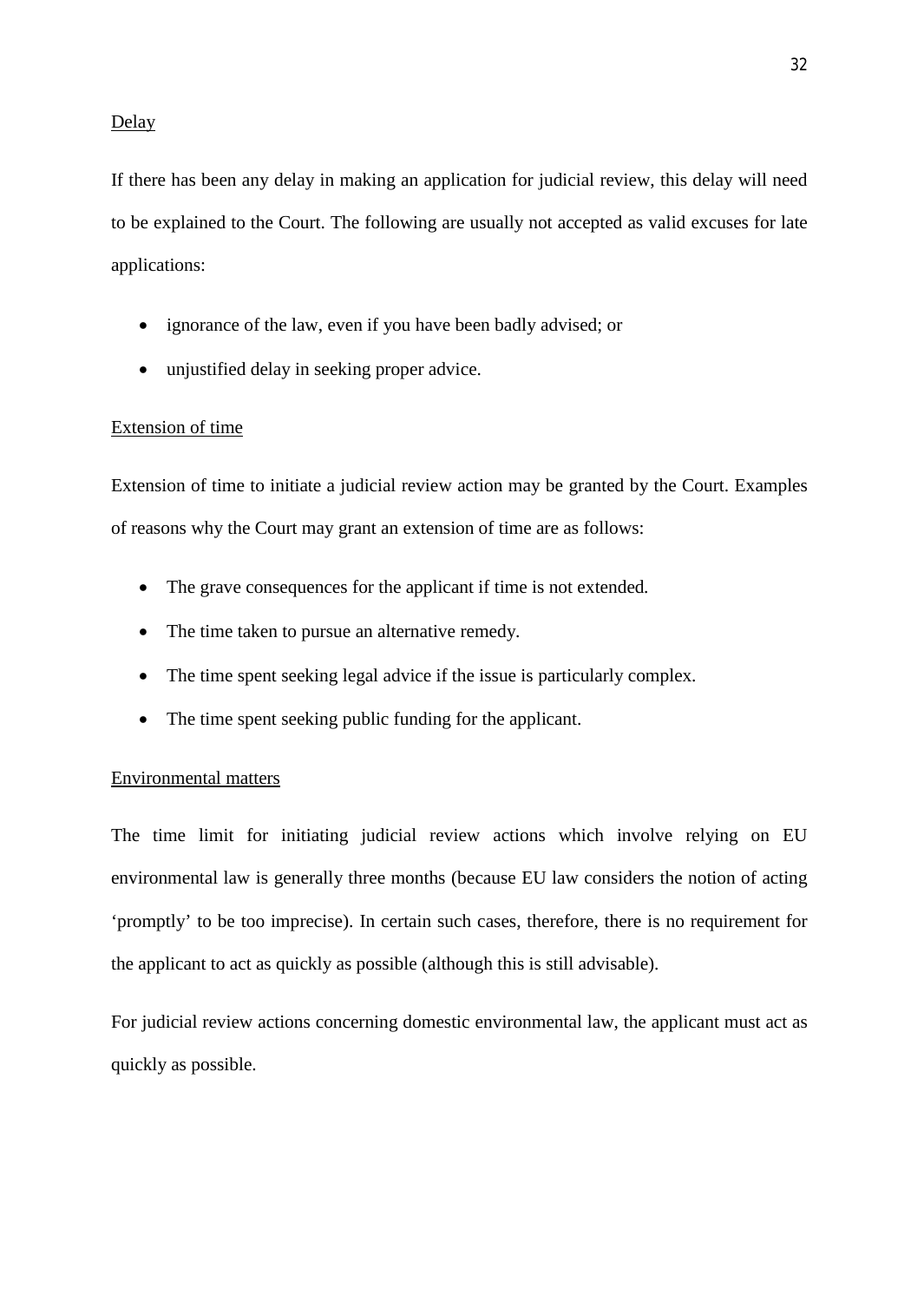Delay

If there has been any delay in making an application for judicial review, this delay will need to be explained to the Court. The following are usually not accepted as valid excuses for late applications:

- ignorance of the law, even if you have been badly advised; or
- unjustified delay in seeking proper advice.

Extension of time

Extension of time to initiate a judicial review action may be granted by the Court. Examples of reasons why the Court may grant an extension of time are as follows:

- The grave consequences for the applicant if time is not extended.
- The time taken to pursue an alternative remedy.
- The time spent seeking legal advice if the issue is particularly complex.
- The time spent seeking public funding for the applicant.

Environmental matters

The time limit for initiating judicial review actions which involve relying on EU environmental law is generally three months (because EU law considers the notion of acting 'promptly' to be too imprecise). In certain such cases, therefore, there is no requirement for the applicant to act as quickly as possible (although this is still advisable).

For judicial review actions concerning domestic environmental law, the applicant must act as quickly as possible.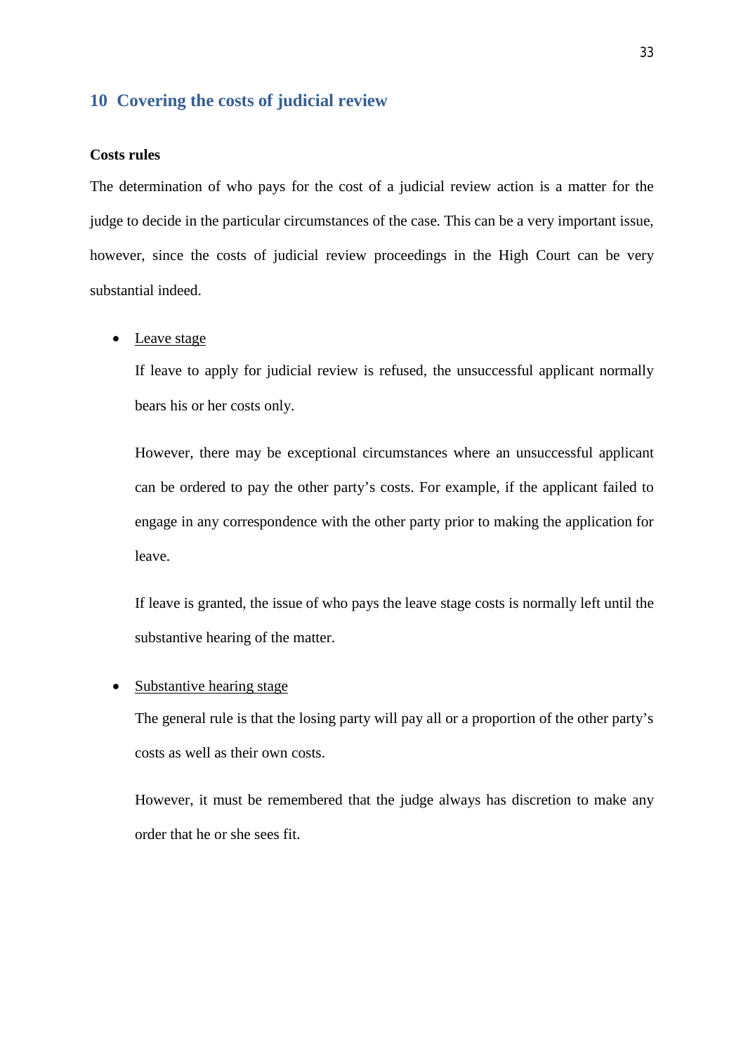## 10 Covering the costs of judicial review

### Costs rules

The determination of who pays for the cost of a judicial review action is a matter for the judge to decide in the particular circumstances of the case. This can be a very important issue, however, since the costs of judicial review proceedings in the High Court can be very substantial indeed.

- <u>Leave stage</u>

  If leave to apply for judicial review is refused, the unsuccessful applicant normally bears his or her costs only.

  However, there may be exceptional circumstances where an unsuccessful applicant can be ordered to pay the other party's costs. For example, if the applicant failed to engage in any correspondence with the other party prior to making the application for leave.

  If leave is granted, the issue of who pays the leave stage costs is normally left until the substantive hearing of the matter.

- <u>Substantive hearing stage</u>

  The general rule is that the losing party will pay all or a proportion of the other party's costs as well as their own costs.

  However, it must be remembered that the judge always has discretion to make any order that he or she sees fit.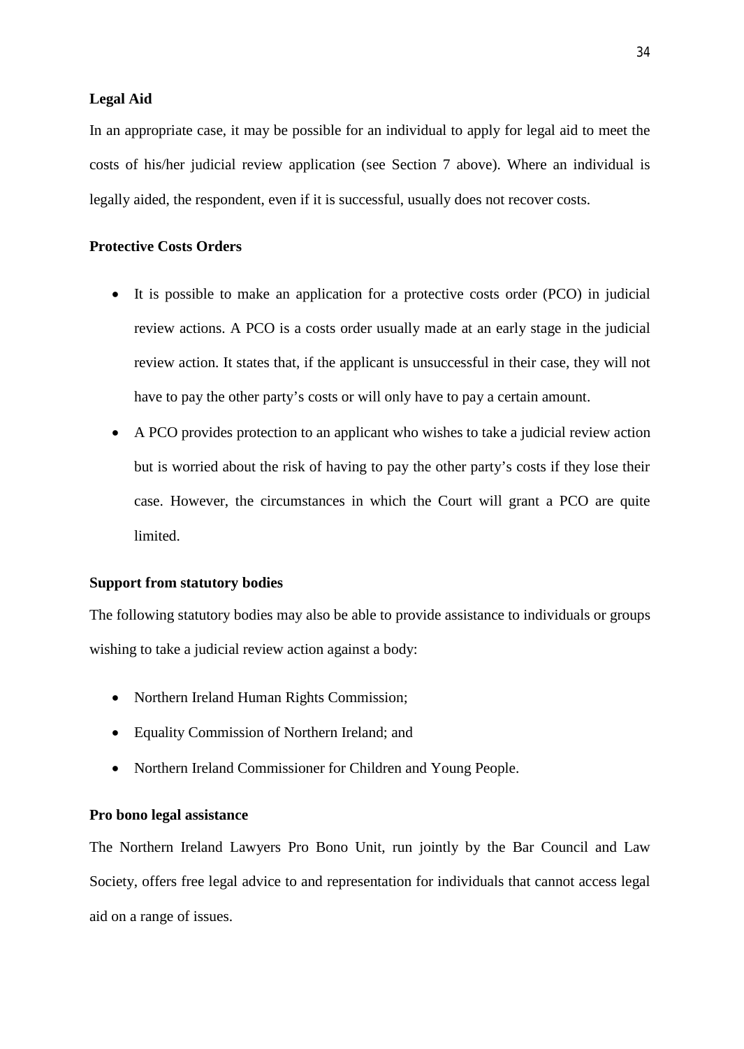**Legal Aid**

In an appropriate case, it may be possible for an individual to apply for legal aid to meet the costs of his/her judicial review application (see Section 7 above). Where an individual is legally aided, the respondent, even if it is successful, usually does not recover costs.

**Protective Costs Orders**

- It is possible to make an application for a protective costs order (PCO) in judicial review actions. A PCO is a costs order usually made at an early stage in the judicial review action. It states that, if the applicant is unsuccessful in their case, they will not have to pay the other party's costs or will only have to pay a certain amount.
- A PCO provides protection to an applicant who wishes to take a judicial review action but is worried about the risk of having to pay the other party's costs if they lose their case. However, the circumstances in which the Court will grant a PCO are quite limited.

**Support from statutory bodies**

The following statutory bodies may also be able to provide assistance to individuals or groups wishing to take a judicial review action against a body:

- Northern Ireland Human Rights Commission;
- Equality Commission of Northern Ireland; and
- Northern Ireland Commissioner for Children and Young People.

**Pro bono legal assistance**

The Northern Ireland Lawyers Pro Bono Unit, run jointly by the Bar Council and Law Society, offers free legal advice to and representation for individuals that cannot access legal aid on a range of issues.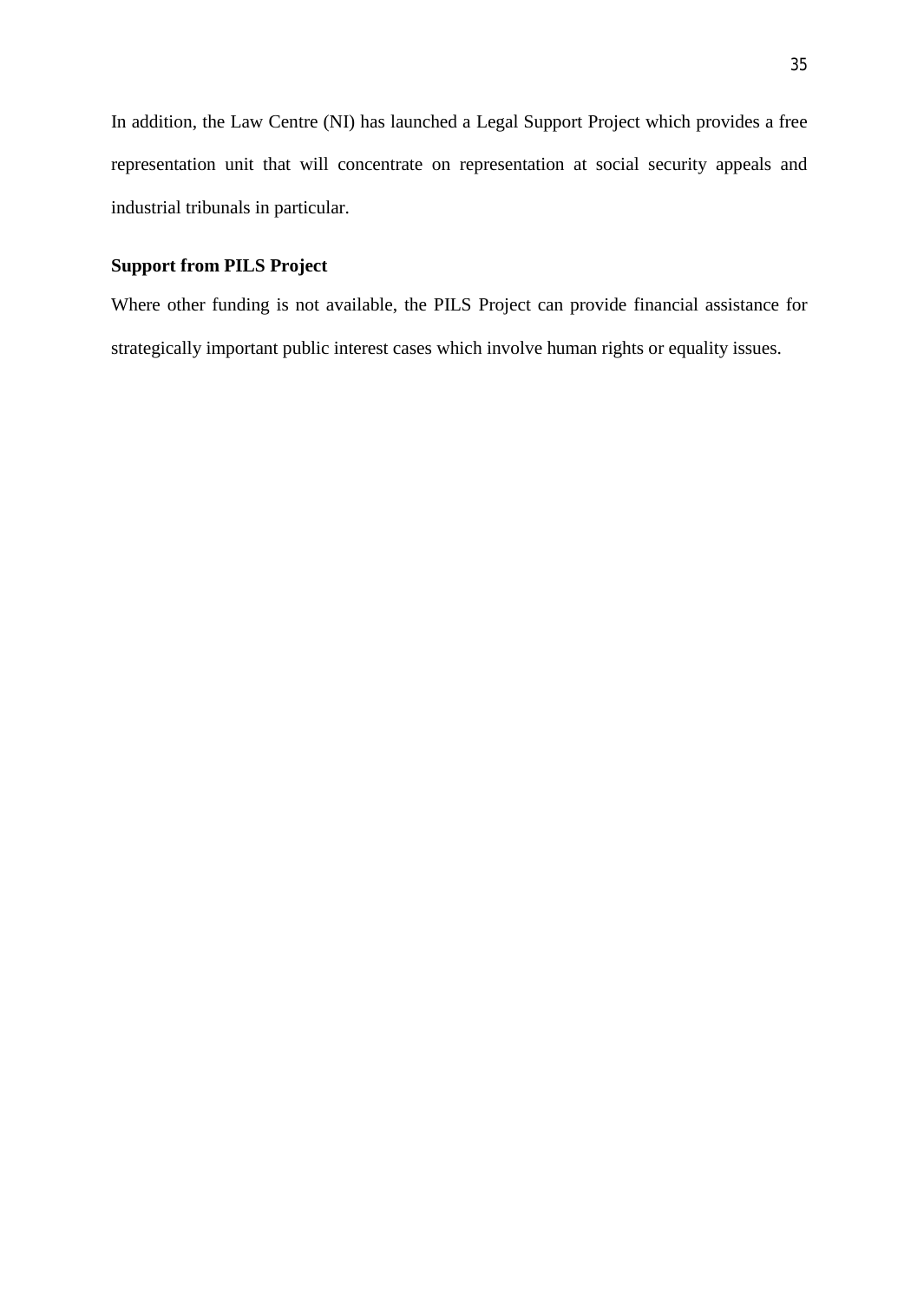In addition, the Law Centre (NI) has launched a Legal Support Project which provides a free representation unit that will concentrate on representation at social security appeals and industrial tribunals in particular.

**Support from PILS Project**

Where other funding is not available, the PILS Project can provide financial assistance for strategically important public interest cases which involve human rights or equality issues.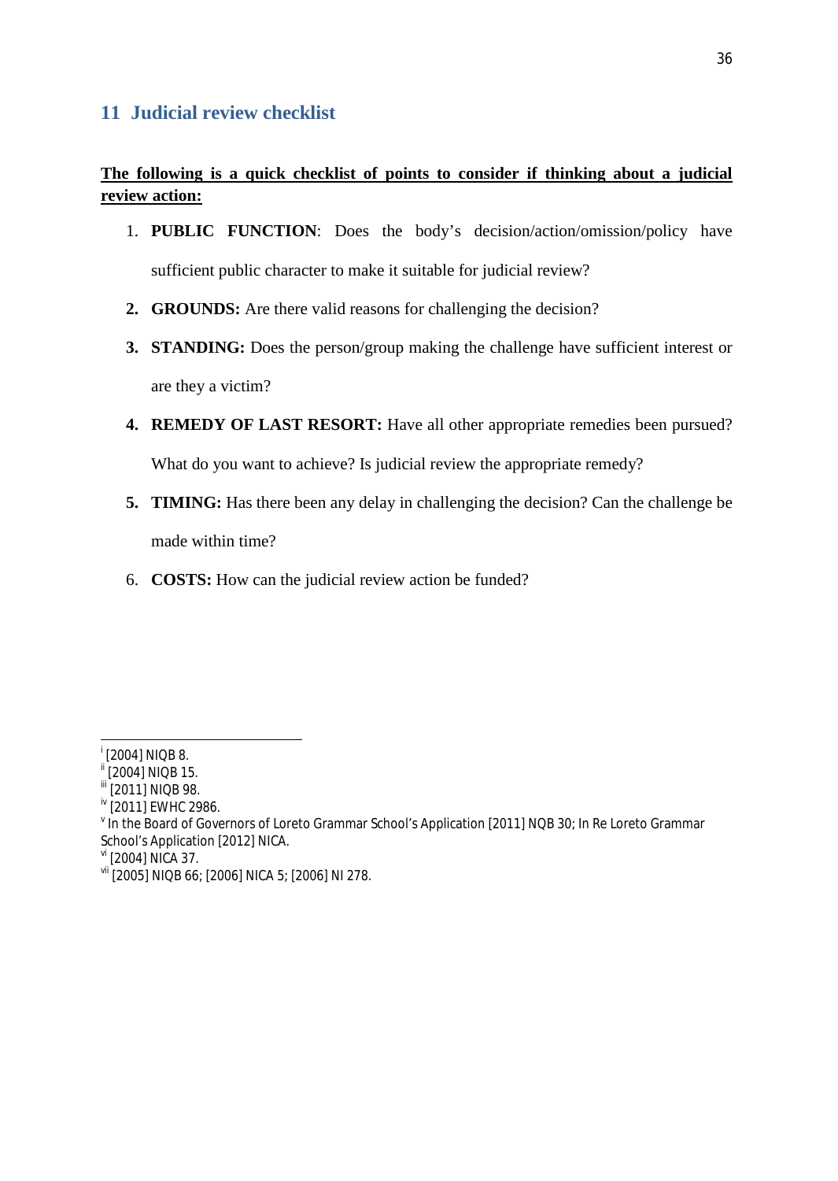## 11 Judicial review checklist

**The following is a quick checklist of points to consider if thinking about a judicial review action:**

1. **PUBLIC FUNCTION**: Does the body's decision/action/omission/policy have sufficient public character to make it suitable for judicial review?
2. **GROUNDS:** Are there valid reasons for challenging the decision?
3. **STANDING:** Does the person/group making the challenge have sufficient interest or are they a victim?
4. **REMEDY OF LAST RESORT:** Have all other appropriate remedies been pursued? What do you want to achieve? Is judicial review the appropriate remedy?
5. **TIMING:** Has there been any delay in challenging the decision? Can the challenge be made within time?
6. **COSTS:** How can the judicial review action be funded?

---

[i] [2004] NIQB 8.

[ii] [2004] NIQB 15.

[iii] [2011] NIQB 98.

[iv] [2011] EWHC 2986.

[v] In the Board of Governors of Loreto Grammar School's Application [2011] NQB 30; In Re Loreto Grammar School's Application [2012] NICA.

[vi] [2004] NICA 37.

[vii] [2005] NIQB 66; [2006] NICA 5; [2006] NI 278.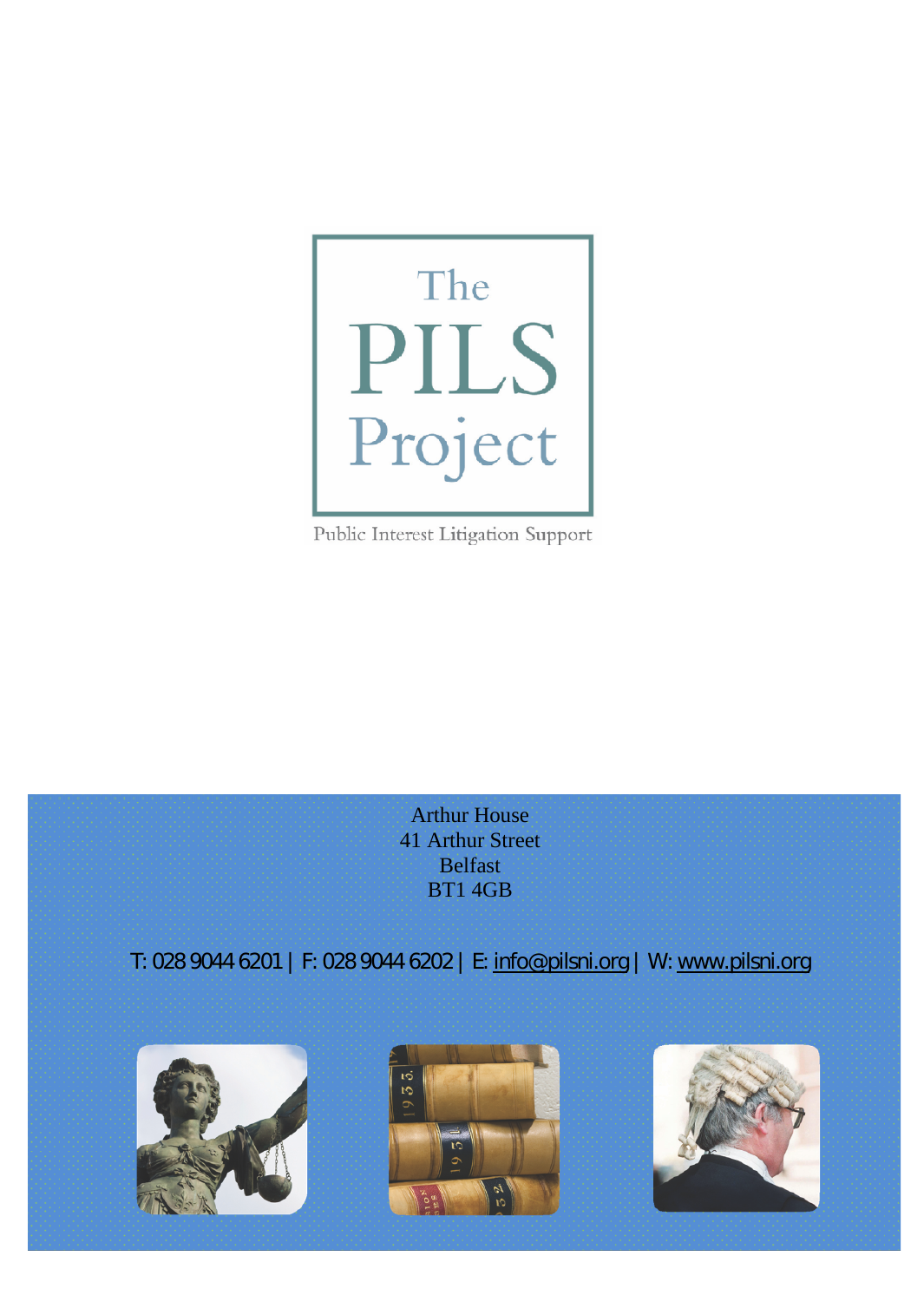The PILS Project

Public Interest Litigation Support

Arthur House
41 Arthur Street
Belfast
BT1 4GB

T: 028 9044 6201 | F: 028 9044 6202 | E: info@pilsni.org | W: www.pilsni.org